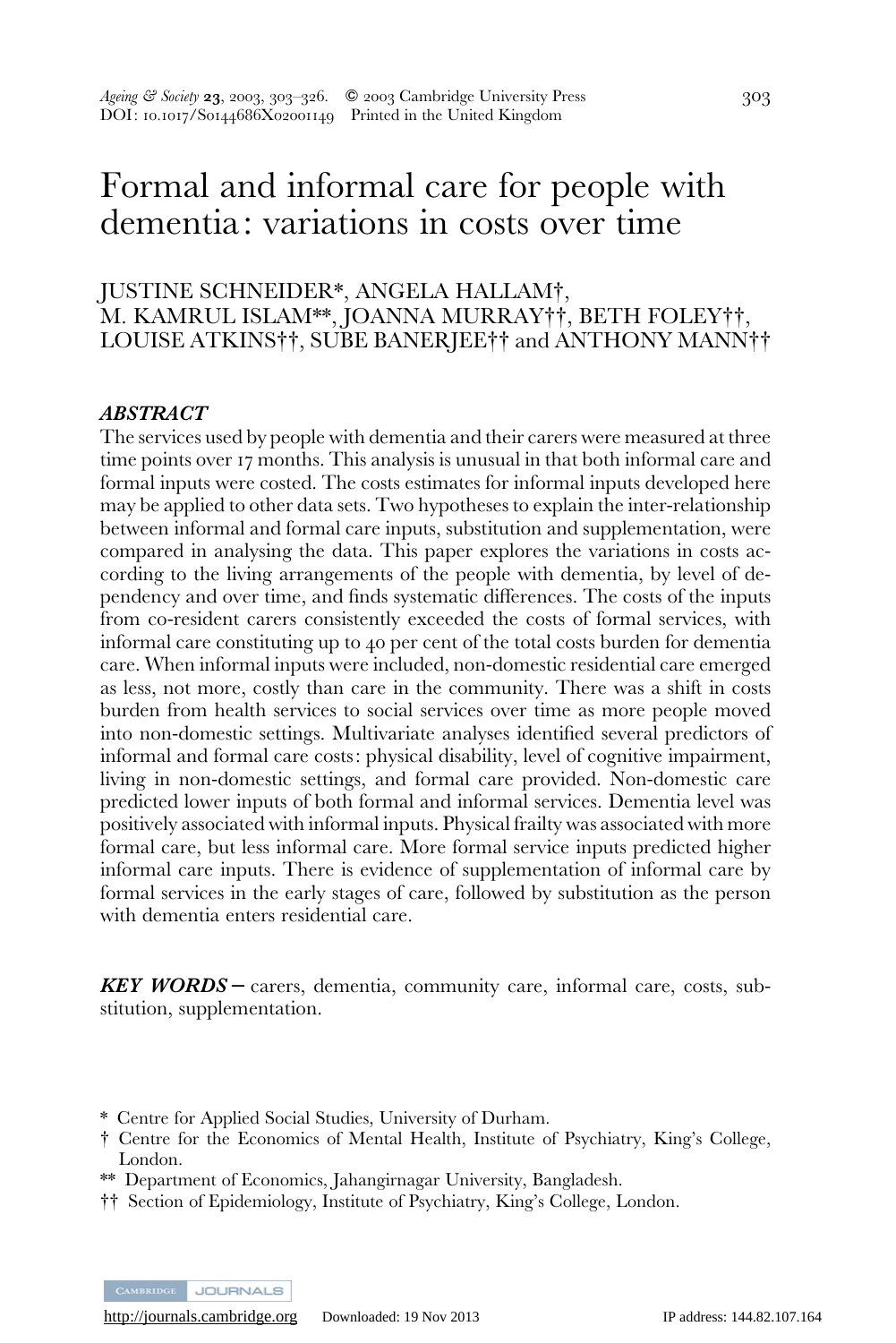# Formal and informal care for people with dementia: variations in costs over time

JUSTINE SCHNEIDER*, ANGELA HALLAM†, M. KAMRUL ISLAM**, JOANNA MURRAY††, BETH FOLEY††, LOUISE ATKINS††, SUBE BANERJEE†† and ANTHONY MANN††

### *ABSTRACT*

The services used by people with dementia and their carers were measured at three time points over 17 months. This analysis is unusual in that both informal care and formal inputs were costed. The costs estimates for informal inputs developed here may be applied to other data sets. Two hypotheses to explain the inter-relationship between informal and formal care inputs, substitution and supplementation, were compared in analysing the data. This paper explores the variations in costs according to the living arrangements of the people with dementia, by level of dependency and over time, and finds systematic differences. The costs of the inputs from co-resident carers consistently exceeded the costs of formal services, with informal care constituting up to 40 per cent of the total costs burden for dementia care. When informal inputs were included, non-domestic residential care emerged as less, not more, costly than care in the community. There was a shift in costs burden from health services to social services over time as more people moved into non-domestic settings. Multivariate analyses identified several predictors of informal and formal care costs: physical disability, level of cognitive impairment, living in non-domestic settings, and formal care provided. Non-domestic care predicted lower inputs of both formal and informal services. Dementia level was positively associated with informal inputs. Physical frailty was associated with more formal care, but less informal care. More formal service inputs predicted higher informal care inputs. There is evidence of supplementation of informal care by formal services in the early stages of care, followed by substitution as the person with dementia enters residential care.

***KEY WORDS*** – carers, dementia, community care, informal care, costs, substitution, supplementation.

\* Centre for Applied Social Studies, University of Durham.

† Centre for the Economics of Mental Health, Institute of Psychiatry, King's College, London.

\** Department of Economics, Jahangirnagar University, Bangladesh.

†† Section of Epidemiology, Institute of Psychiatry, King's College, London.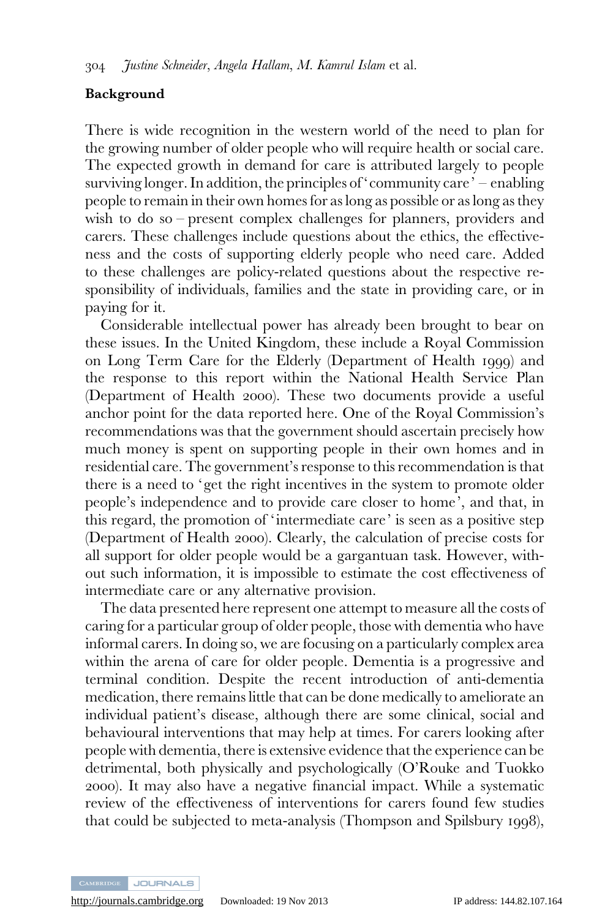## Background

There is wide recognition in the western world of the need to plan for the growing number of older people who will require health or social care. The expected growth in demand for care is attributed largely to people surviving longer. In addition, the principles of 'community care' – enabling people to remain in their own homes for as long as possible or as long as they wish to do so – present complex challenges for planners, providers and carers. These challenges include questions about the ethics, the effectiveness and the costs of supporting elderly people who need care. Added to these challenges are policy-related questions about the respective responsibility of individuals, families and the state in providing care, or in paying for it.

Considerable intellectual power has already been brought to bear on these issues. In the United Kingdom, these include a Royal Commission on Long Term Care for the Elderly (Department of Health 1999) and the response to this report within the National Health Service Plan (Department of Health 2000). These two documents provide a useful anchor point for the data reported here. One of the Royal Commission's recommendations was that the government should ascertain precisely how much money is spent on supporting people in their own homes and in residential care. The government's response to this recommendation is that there is a need to 'get the right incentives in the system to promote older people's independence and to provide care closer to home', and that, in this regard, the promotion of 'intermediate care' is seen as a positive step (Department of Health 2000). Clearly, the calculation of precise costs for all support for older people would be a gargantuan task. However, without such information, it is impossible to estimate the cost effectiveness of intermediate care or any alternative provision.

The data presented here represent one attempt to measure all the costs of caring for a particular group of older people, those with dementia who have informal carers. In doing so, we are focusing on a particularly complex area within the arena of care for older people. Dementia is a progressive and terminal condition. Despite the recent introduction of anti-dementia medication, there remains little that can be done medically to ameliorate an individual patient's disease, although there are some clinical, social and behavioural interventions that may help at times. For carers looking after people with dementia, there is extensive evidence that the experience can be detrimental, both physically and psychologically (O'Rouke and Tuokko 2000). It may also have a negative financial impact. While a systematic review of the effectiveness of interventions for carers found few studies that could be subjected to meta-analysis (Thompson and Spilsbury 1998),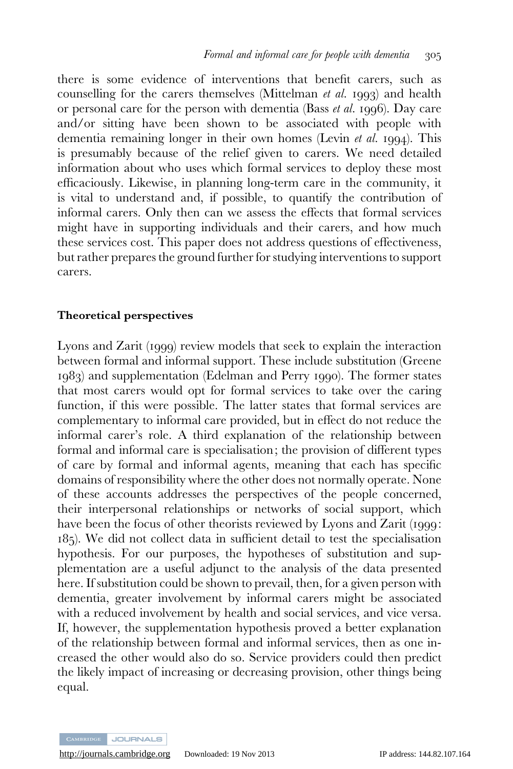there is some evidence of interventions that benefit carers, such as counselling for the carers themselves (Mittelman *et al.* 1993) and health or personal care for the person with dementia (Bass *et al.* 1996). Day care and/or sitting have been shown to be associated with people with dementia remaining longer in their own homes (Levin *et al.* 1994). This is presumably because of the relief given to carers. We need detailed information about who uses which formal services to deploy these most efficaciously. Likewise, in planning long-term care in the community, it is vital to understand and, if possible, to quantify the contribution of informal carers. Only then can we assess the effects that formal services might have in supporting individuals and their carers, and how much these services cost. This paper does not address questions of effectiveness, but rather prepares the ground further for studying interventions to support carers.

## Theoretical perspectives

Lyons and Zarit (1999) review models that seek to explain the interaction between formal and informal support. These include substitution (Greene 1983) and supplementation (Edelman and Perry 1990). The former states that most carers would opt for formal services to take over the caring function, if this were possible. The latter states that formal services are complementary to informal care provided, but in effect do not reduce the informal carer's role. A third explanation of the relationship between formal and informal care is specialisation; the provision of different types of care by formal and informal agents, meaning that each has specific domains of responsibility where the other does not normally operate. None of these accounts addresses the perspectives of the people concerned, their interpersonal relationships or networks of social support, which have been the focus of other theorists reviewed by Lyons and Zarit (1999: 185). We did not collect data in sufficient detail to test the specialisation hypothesis. For our purposes, the hypotheses of substitution and supplementation are a useful adjunct to the analysis of the data presented here. If substitution could be shown to prevail, then, for a given person with dementia, greater involvement by informal carers might be associated with a reduced involvement by health and social services, and vice versa. If, however, the supplementation hypothesis proved a better explanation of the relationship between formal and informal services, then as one increased the other would also do so. Service providers could then predict the likely impact of increasing or decreasing provision, other things being equal.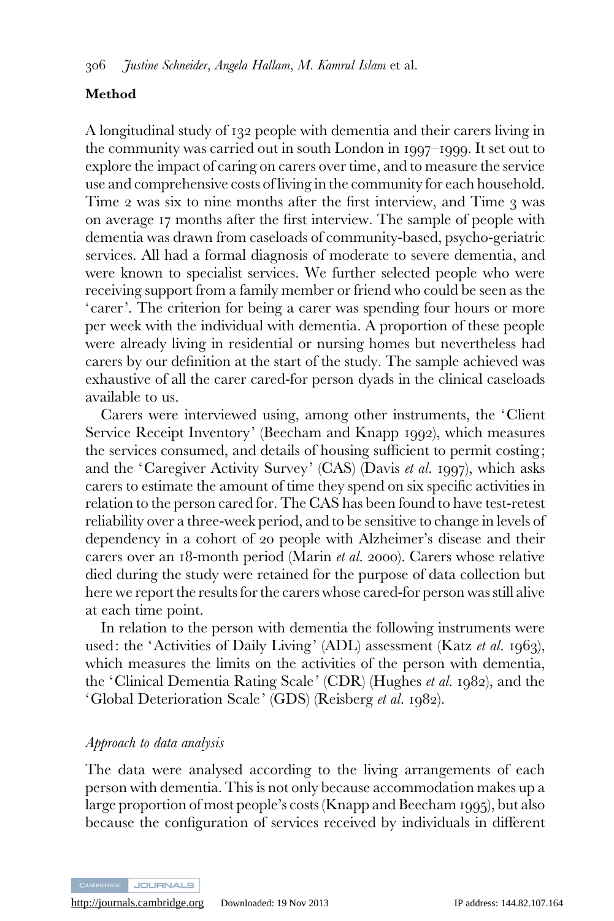## Method

A longitudinal study of 132 people with dementia and their carers living in the community was carried out in south London in 1997–1999. It set out to explore the impact of caring on carers over time, and to measure the service use and comprehensive costs of living in the community for each household. Time 2 was six to nine months after the first interview, and Time 3 was on average 17 months after the first interview. The sample of people with dementia was drawn from caseloads of community-based, psycho-geriatric services. All had a formal diagnosis of moderate to severe dementia, and were known to specialist services. We further selected people who were receiving support from a family member or friend who could be seen as the 'carer'. The criterion for being a carer was spending four hours or more per week with the individual with dementia. A proportion of these people were already living in residential or nursing homes but nevertheless had carers by our definition at the start of the study. The sample achieved was exhaustive of all the carer cared-for person dyads in the clinical caseloads available to us.

Carers were interviewed using, among other instruments, the 'Client Service Receipt Inventory' (Beecham and Knapp 1992), which measures the services consumed, and details of housing sufficient to permit costing; and the 'Caregiver Activity Survey' (CAS) (Davis *et al.* 1997), which asks carers to estimate the amount of time they spend on six specific activities in relation to the person cared for. The CAS has been found to have test-retest reliability over a three-week period, and to be sensitive to change in levels of dependency in a cohort of 20 people with Alzheimer's disease and their carers over an 18-month period (Marin *et al.* 2000). Carers whose relative died during the study were retained for the purpose of data collection but here we report the results for the carers whose cared-for person was still alive at each time point.

In relation to the person with dementia the following instruments were used: the 'Activities of Daily Living' (ADL) assessment (Katz *et al.* 1963), which measures the limits on the activities of the person with dementia, the 'Clinical Dementia Rating Scale' (CDR) (Hughes *et al.* 1982), and the 'Global Deterioration Scale' (GDS) (Reisberg *et al.* 1982).

### *Approach to data analysis*

The data were analysed according to the living arrangements of each person with dementia. This is not only because accommodation makes up a large proportion of most people's costs (Knapp and Beecham 1995), but also because the configuration of services received by individuals in different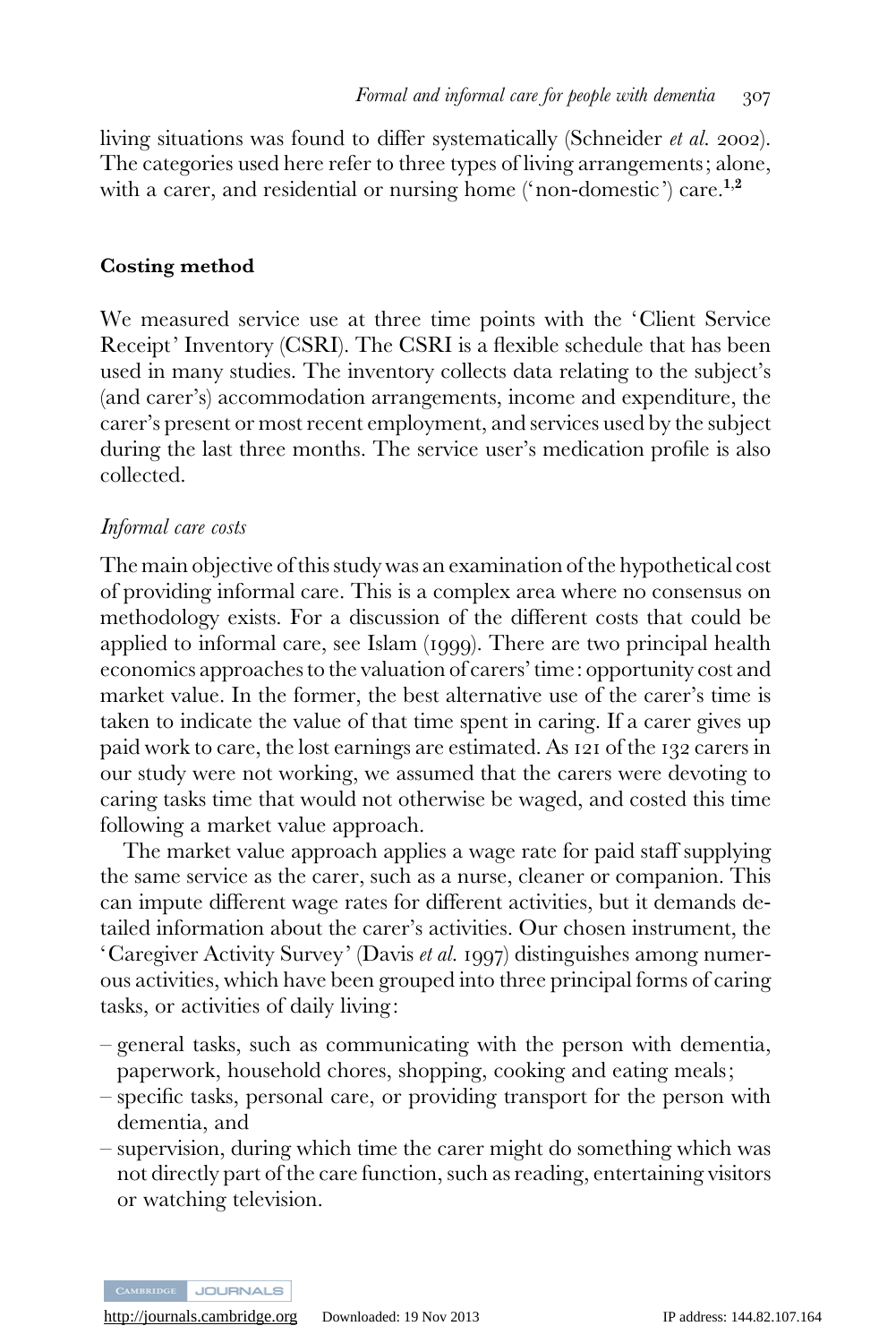living situations was found to differ systematically (Schneider *et al.* 2002). The categories used here refer to three types of living arrangements; alone, with a carer, and residential or nursing home ('non-domestic') care.[1,2]

### Costing method

We measured service use at three time points with the 'Client Service Receipt' Inventory (CSRI). The CSRI is a flexible schedule that has been used in many studies. The inventory collects data relating to the subject's (and carer's) accommodation arrangements, income and expenditure, the carer's present or most recent employment, and services used by the subject during the last three months. The service user's medication profile is also collected.

#### *Informal care costs*

The main objective of this study was an examination of the hypothetical cost of providing informal care. This is a complex area where no consensus on methodology exists. For a discussion of the different costs that could be applied to informal care, see Islam (1999). There are two principal health economics approaches to the valuation of carers' time: opportunity cost and market value. In the former, the best alternative use of the carer's time is taken to indicate the value of that time spent in caring. If a carer gives up paid work to care, the lost earnings are estimated. As 121 of the 132 carers in our study were not working, we assumed that the carers were devoting to caring tasks time that would not otherwise be waged, and costed this time following a market value approach.

The market value approach applies a wage rate for paid staff supplying the same service as the carer, such as a nurse, cleaner or companion. This can impute different wage rates for different activities, but it demands detailed information about the carer's activities. Our chosen instrument, the 'Caregiver Activity Survey' (Davis *et al.* 1997) distinguishes among numerous activities, which have been grouped into three principal forms of caring tasks, or activities of daily living:

– general tasks, such as communicating with the person with dementia, paperwork, household chores, shopping, cooking and eating meals;
– specific tasks, personal care, or providing transport for the person with dementia, and
– supervision, during which time the carer might do something which was not directly part of the care function, such as reading, entertaining visitors or watching television.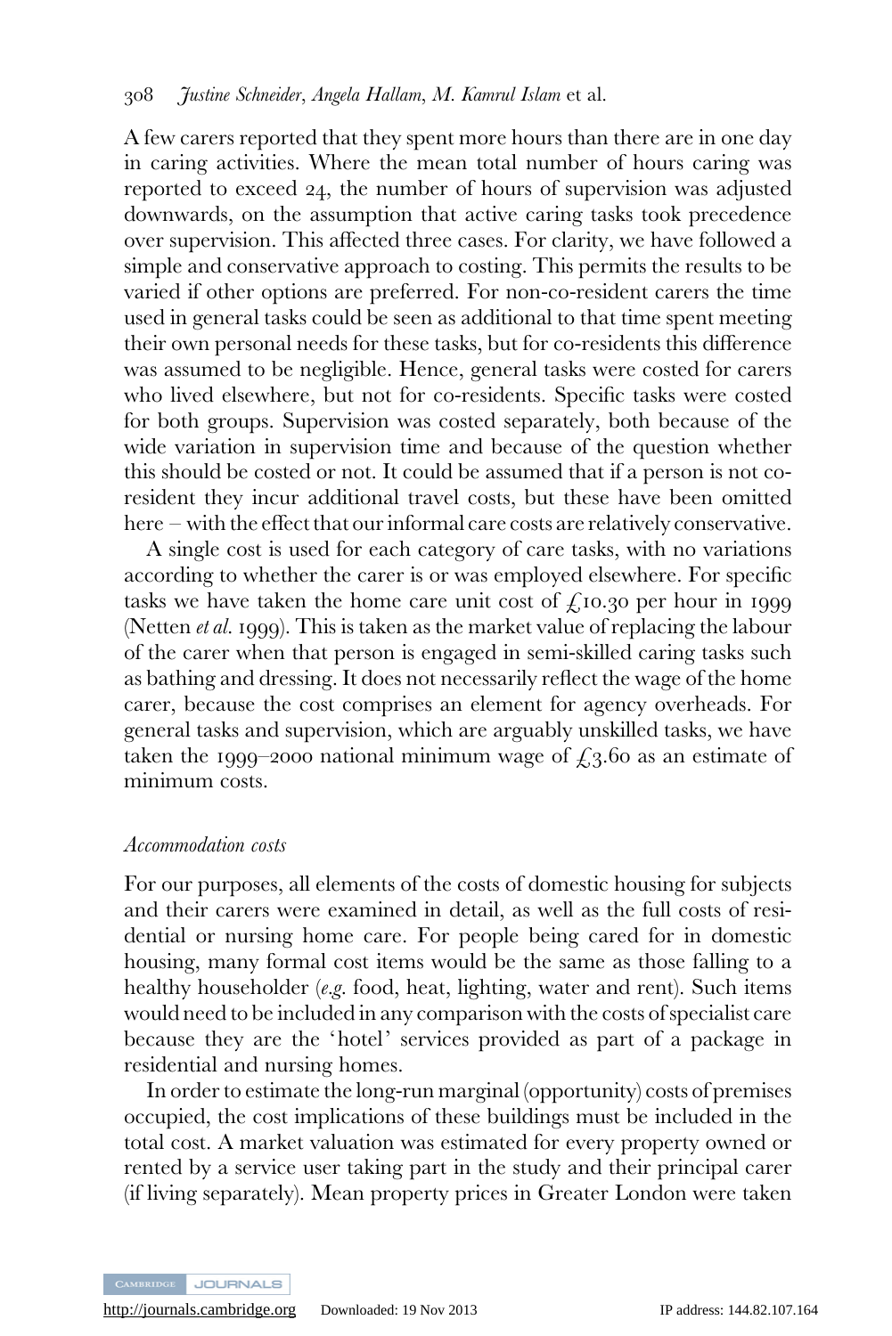A few carers reported that they spent more hours than there are in one day in caring activities. Where the mean total number of hours caring was reported to exceed 24, the number of hours of supervision was adjusted downwards, on the assumption that active caring tasks took precedence over supervision. This affected three cases. For clarity, we have followed a simple and conservative approach to costing. This permits the results to be varied if other options are preferred. For non-co-resident carers the time used in general tasks could be seen as additional to that time spent meeting their own personal needs for these tasks, but for co-residents this difference was assumed to be negligible. Hence, general tasks were costed for carers who lived elsewhere, but not for co-residents. Specific tasks were costed for both groups. Supervision was costed separately, both because of the wide variation in supervision time and because of the question whether this should be costed or not. It could be assumed that if a person is not co-resident they incur additional travel costs, but these have been omitted here – with the effect that our informal care costs are relatively conservative.

A single cost is used for each category of care tasks, with no variations according to whether the carer is or was employed elsewhere. For specific tasks we have taken the home care unit cost of £10.30 per hour in 1999 (Netten *et al.* 1999). This is taken as the market value of replacing the labour of the carer when that person is engaged in semi-skilled caring tasks such as bathing and dressing. It does not necessarily reflect the wage of the home carer, because the cost comprises an element for agency overheads. For general tasks and supervision, which are arguably unskilled tasks, we have taken the 1999–2000 national minimum wage of £3.60 as an estimate of minimum costs.

### *Accommodation costs*

For our purposes, all elements of the costs of domestic housing for subjects and their carers were examined in detail, as well as the full costs of residential or nursing home care. For people being cared for in domestic housing, many formal cost items would be the same as those falling to a healthy householder (*e.g.* food, heat, lighting, water and rent). Such items would need to be included in any comparison with the costs of specialist care because they are the 'hotel' services provided as part of a package in residential and nursing homes.

In order to estimate the long-run marginal (opportunity) costs of premises occupied, the cost implications of these buildings must be included in the total cost. A market valuation was estimated for every property owned or rented by a service user taking part in the study and their principal carer (if living separately). Mean property prices in Greater London were taken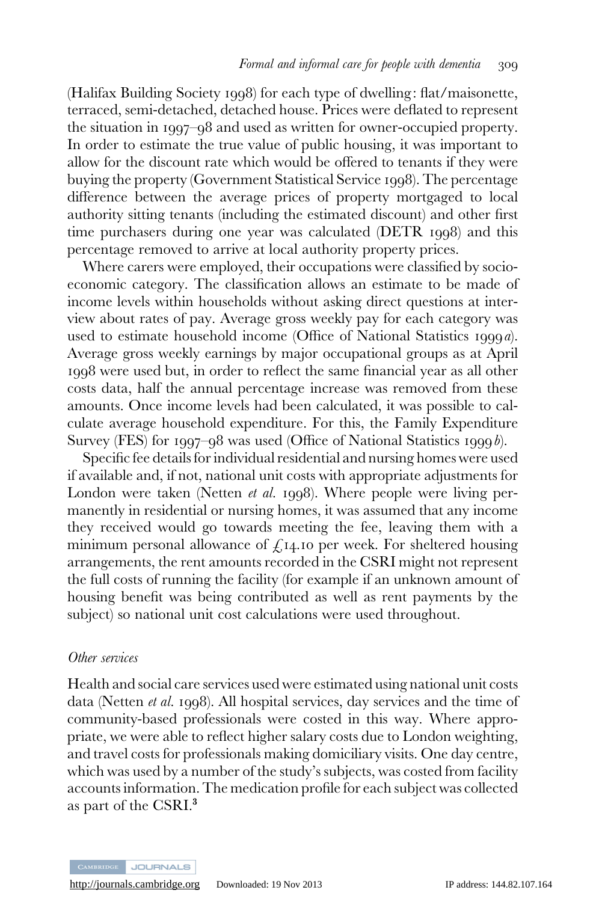(Halifax Building Society 1998) for each type of dwelling: flat/maisonette, terraced, semi-detached, detached house. Prices were deflated to represent the situation in 1997–98 and used as written for owner-occupied property. In order to estimate the true value of public housing, it was important to allow for the discount rate which would be offered to tenants if they were buying the property (Government Statistical Service 1998). The percentage difference between the average prices of property mortgaged to local authority sitting tenants (including the estimated discount) and other first time purchasers during one year was calculated (DETR 1998) and this percentage removed to arrive at local authority property prices.

Where carers were employed, their occupations were classified by socio-economic category. The classification allows an estimate to be made of income levels within households without asking direct questions at interview about rates of pay. Average gross weekly pay for each category was used to estimate household income (Office of National Statistics 1999*a*). Average gross weekly earnings by major occupational groups as at April 1998 were used but, in order to reflect the same financial year as all other costs data, half the annual percentage increase was removed from these amounts. Once income levels had been calculated, it was possible to calculate average household expenditure. For this, the Family Expenditure Survey (FES) for 1997–98 was used (Office of National Statistics 1999*b*).

Specific fee details for individual residential and nursing homes were used if available and, if not, national unit costs with appropriate adjustments for London were taken (Netten *et al.* 1998). Where people were living permanently in residential or nursing homes, it was assumed that any income they received would go towards meeting the fee, leaving them with a minimum personal allowance of £14.10 per week. For sheltered housing arrangements, the rent amounts recorded in the CSRI might not represent the full costs of running the facility (for example if an unknown amount of housing benefit was being contributed as well as rent payments by the subject) so national unit cost calculations were used throughout.

### *Other services*

Health and social care services used were estimated using national unit costs data (Netten *et al.* 1998). All hospital services, day services and the time of community-based professionals were costed in this way. Where appropriate, we were able to reflect higher salary costs due to London weighting, and travel costs for professionals making domiciliary visits. One day centre, which was used by a number of the study's subjects, was costed from facility accounts information. The medication profile for each subject was collected as part of the CSRI.[3]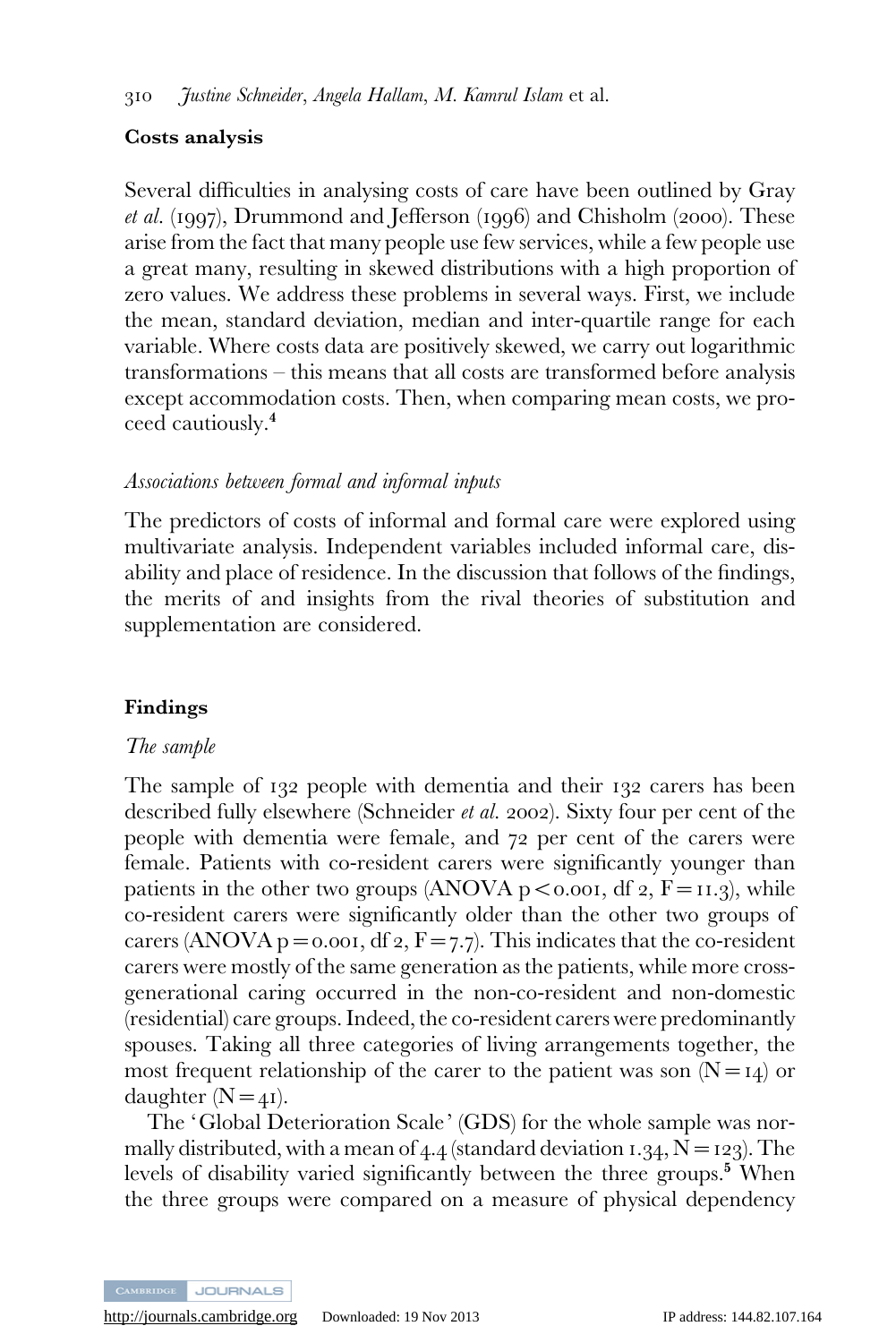### Costs analysis

Several difficulties in analysing costs of care have been outlined by Gray *et al.* (1997), Drummond and Jefferson (1996) and Chisholm (2000). These arise from the fact that many people use few services, while a few people use a great many, resulting in skewed distributions with a high proportion of zero values. We address these problems in several ways. First, we include the mean, standard deviation, median and inter-quartile range for each variable. Where costs data are positively skewed, we carry out logarithmic transformations – this means that all costs are transformed before analysis except accommodation costs. Then, when comparing mean costs, we proceed cautiously.[4]

#### *Associations between formal and informal inputs*

The predictors of costs of informal and formal care were explored using multivariate analysis. Independent variables included informal care, disability and place of residence. In the discussion that follows of the findings, the merits of and insights from the rival theories of substitution and supplementation are considered.

## Findings

#### *The sample*

The sample of 132 people with dementia and their 132 carers has been described fully elsewhere (Schneider *et al.* 2002). Sixty four per cent of the people with dementia were female, and 72 per cent of the carers were female. Patients with co-resident carers were significantly younger than patients in the other two groups (ANOVA $p < 0.001$, df 2, $F = 11.3$), while co-resident carers were significantly older than the other two groups of carers (ANOVA $p = 0.001$, df 2, $F = 7.7$). This indicates that the co-resident carers were mostly of the same generation as the patients, while more cross-generational caring occurred in the non-co-resident and non-domestic (residential) care groups. Indeed, the co-resident carers were predominantly spouses. Taking all three categories of living arrangements together, the most frequent relationship of the carer to the patient was son ($N = 14$) or daughter ($N = 41$).

The 'Global Deterioration Scale' (GDS) for the whole sample was normally distributed, with a mean of 4.4 (standard deviation 1.34, $N = 123$). The levels of disability varied significantly between the three groups.[5] When the three groups were compared on a measure of physical dependency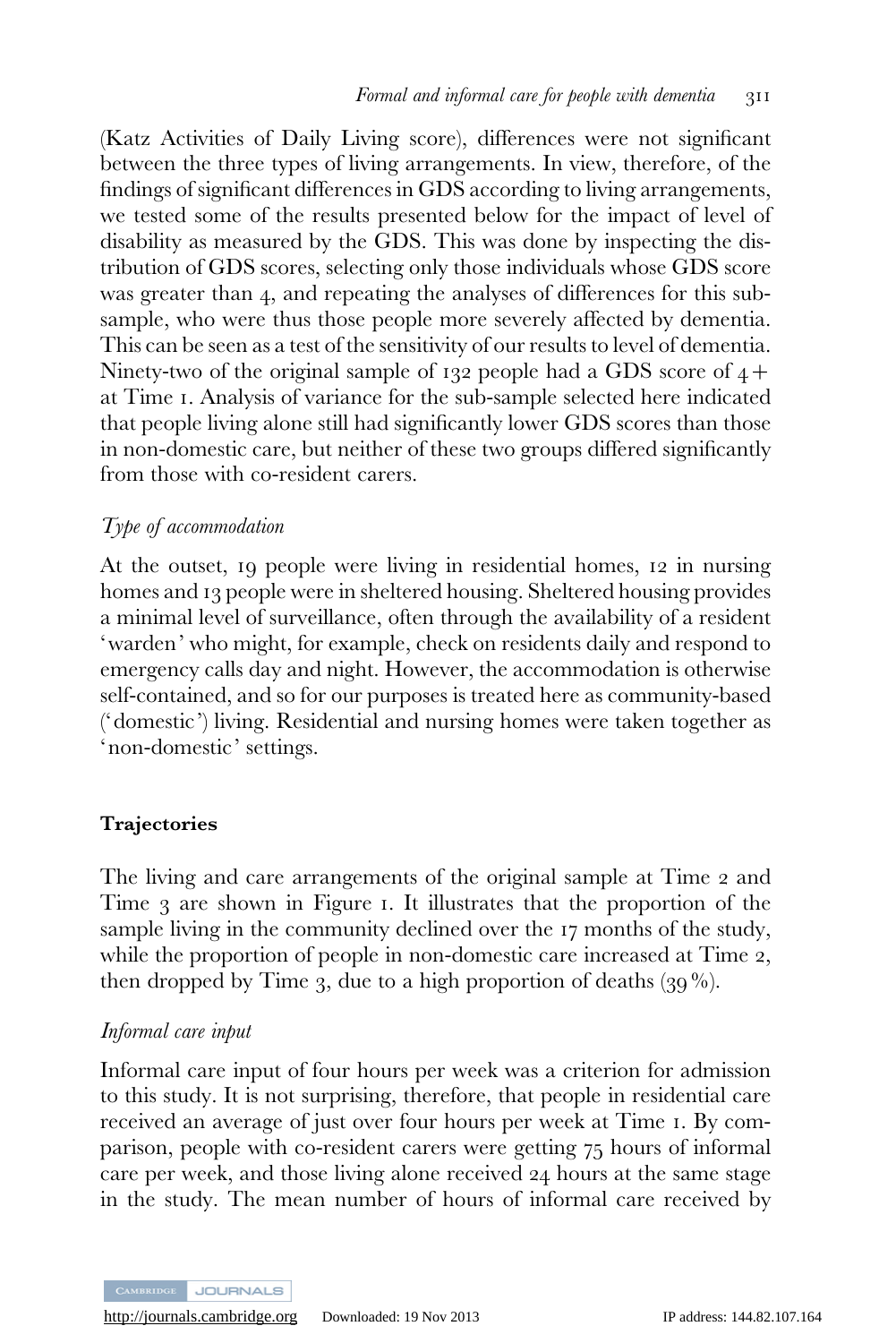(Katz Activities of Daily Living score), differences were not significant between the three types of living arrangements. In view, therefore, of the findings of significant differences in GDS according to living arrangements, we tested some of the results presented below for the impact of level of disability as measured by the GDS. This was done by inspecting the distribution of GDS scores, selecting only those individuals whose GDS score was greater than 4, and repeating the analyses of differences for this sub-sample, who were thus those people more severely affected by dementia. This can be seen as a test of the sensitivity of our results to level of dementia. Ninety-two of the original sample of 132 people had a GDS score of 4+ at Time 1. Analysis of variance for the sub-sample selected here indicated that people living alone still had significantly lower GDS scores than those in non-domestic care, but neither of these two groups differed significantly from those with co-resident carers.

### *Type of accommodation*

At the outset, 19 people were living in residential homes, 12 in nursing homes and 13 people were in sheltered housing. Sheltered housing provides a minimal level of surveillance, often through the availability of a resident 'warden' who might, for example, check on residents daily and respond to emergency calls day and night. However, the accommodation is otherwise self-contained, and so for our purposes is treated here as community-based ('domestic') living. Residential and nursing homes were taken together as 'non-domestic' settings.

## Trajectories

The living and care arrangements of the original sample at Time 2 and Time 3 are shown in Figure 1. It illustrates that the proportion of the sample living in the community declined over the 17 months of the study, while the proportion of people in non-domestic care increased at Time 2, then dropped by Time 3, due to a high proportion of deaths (39%).

### *Informal care input*

Informal care input of four hours per week was a criterion for admission to this study. It is not surprising, therefore, that people in residential care received an average of just over four hours per week at Time 1. By comparison, people with co-resident carers were getting 75 hours of informal care per week, and those living alone received 24 hours at the same stage in the study. The mean number of hours of informal care received by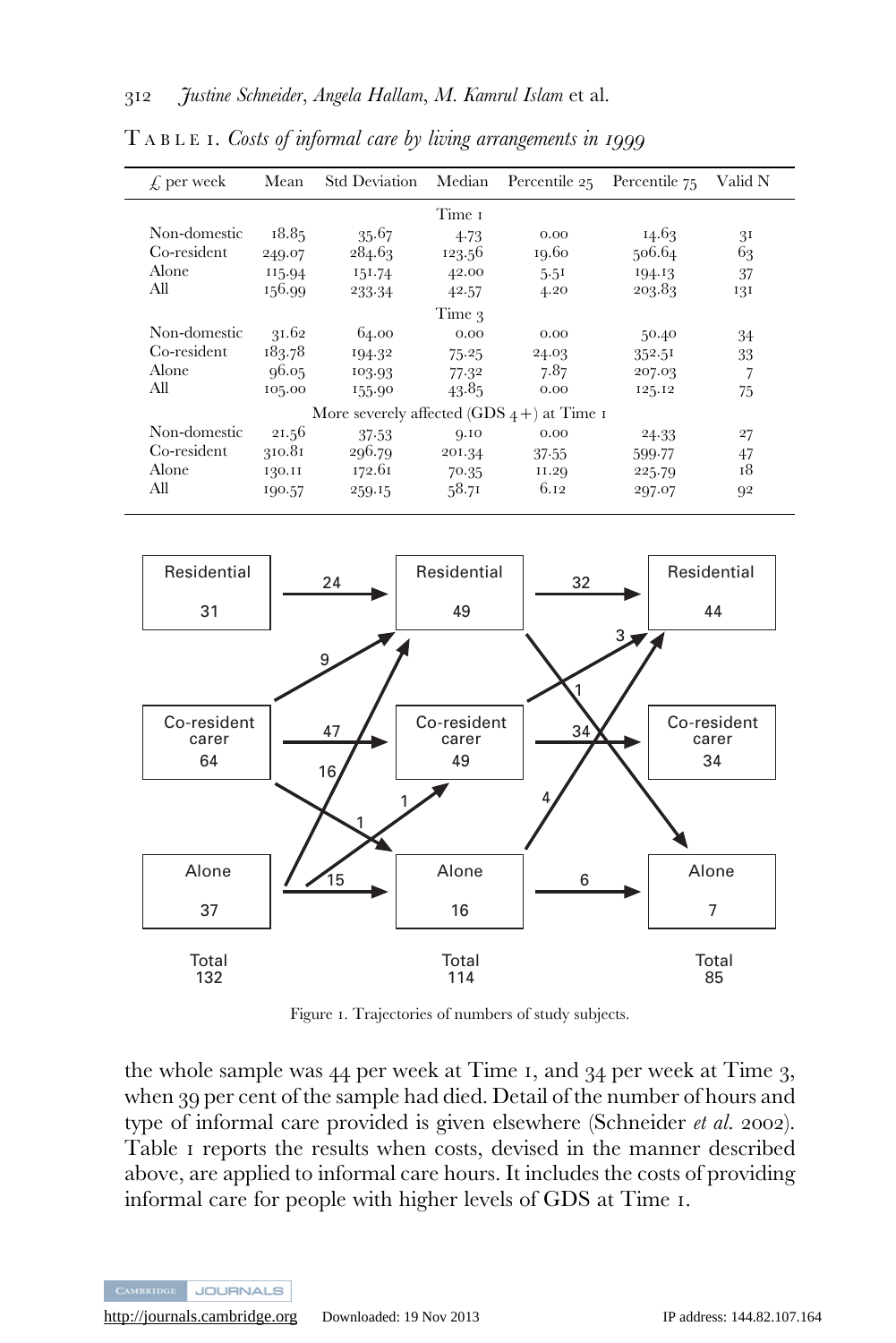TABLE 1. *Costs of informal care by living arrangements in 1999*

| £ per week | Mean | Std Deviation | Median | Percentile 25 | Percentile 75 | Valid N |
|---|---|---|---|---|---|---|
| | | | Time 1 | | | |
| Non-domestic | 18.85 | 35.67 | 4.73 | 0.00 | 14.63 | 31 |
| Co-resident | 249.07 | 284.63 | 123.56 | 19.60 | 506.64 | 63 |
| Alone | 115.94 | 151.74 | 42.00 | 5.51 | 194.13 | 37 |
| All | 156.99 | 233.34 | 42.57 | 4.20 | 203.83 | 131 |
| | | | Time 3 | | | |
| Non-domestic | 31.62 | 64.00 | 0.00 | 0.00 | 50.40 | 34 |
| Co-resident | 183.78 | 194.32 | 75.25 | 24.03 | 352.51 | 33 |
| Alone | 96.05 | 103.93 | 77.32 | 7.87 | 207.03 | 7 |
| All | 105.00 | 155.90 | 43.85 | 0.00 | 125.12 | 75 |
| | | | More severely affected (GDS 4+) at Time 1 | | | |
| Non-domestic | 21.56 | 37.53 | 9.10 | 0.00 | 24.33 | 27 |
| Co-resident | 310.81 | 296.79 | 201.34 | 37.55 | 599.77 | 47 |
| Alone | 130.11 | 172.61 | 70.35 | 11.29 | 225.79 | 18 |
| All | 190.57 | 259.15 | 58.71 | 6.12 | 297.07 | 92 |

Figure 1. Trajectories of numbers of study subjects.

the whole sample was 44 per week at Time 1, and 34 per week at Time 3, when 39 per cent of the sample had died. Detail of the number of hours and type of informal care provided is given elsewhere (Schneider *et al.* 2002). Table 1 reports the results when costs, devised in the manner described above, are applied to informal care hours. It includes the costs of providing informal care for people with higher levels of GDS at Time 1.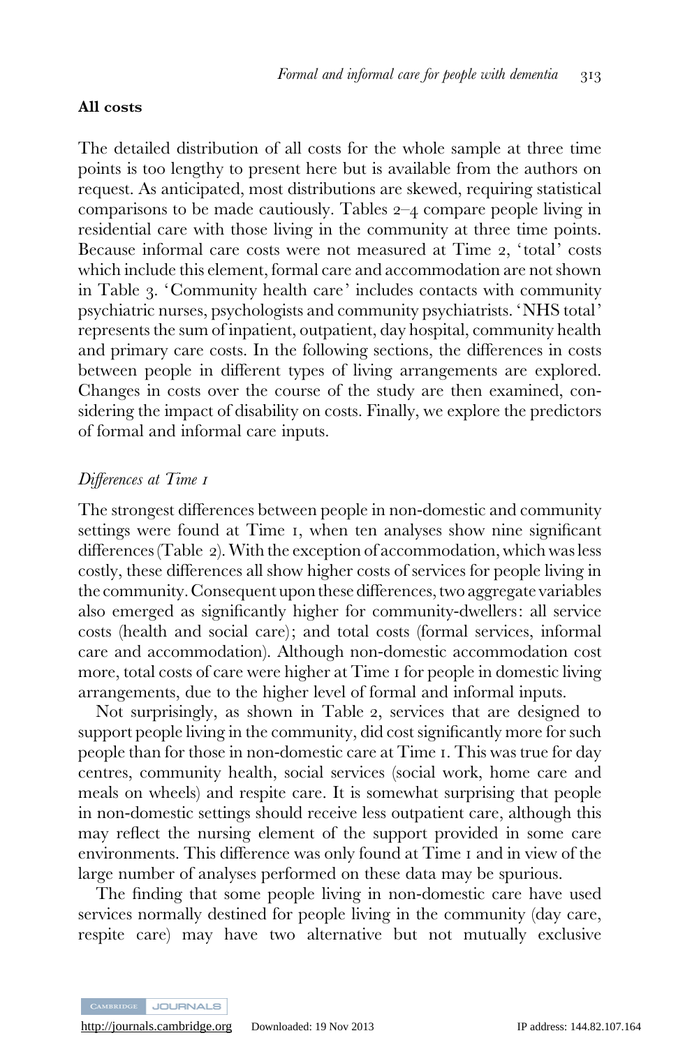## All costs

The detailed distribution of all costs for the whole sample at three time points is too lengthy to present here but is available from the authors on request. As anticipated, most distributions are skewed, requiring statistical comparisons to be made cautiously. Tables 2–4 compare people living in residential care with those living in the community at three time points. Because informal care costs were not measured at Time 2, 'total' costs which include this element, formal care and accommodation are not shown in Table 3. 'Community health care' includes contacts with community psychiatric nurses, psychologists and community psychiatrists. 'NHS total' represents the sum of inpatient, outpatient, day hospital, community health and primary care costs. In the following sections, the differences in costs between people in different types of living arrangements are explored. Changes in costs over the course of the study are then examined, considering the impact of disability on costs. Finally, we explore the predictors of formal and informal care inputs.

### *Differences at Time 1*

The strongest differences between people in non-domestic and community settings were found at Time 1, when ten analyses show nine significant differences (Table 2). With the exception of accommodation, which was less costly, these differences all show higher costs of services for people living in the community. Consequent upon these differences, two aggregate variables also emerged as significantly higher for community-dwellers: all service costs (health and social care); and total costs (formal services, informal care and accommodation). Although non-domestic accommodation cost more, total costs of care were higher at Time 1 for people in domestic living arrangements, due to the higher level of formal and informal inputs.

Not surprisingly, as shown in Table 2, services that are designed to support people living in the community, did cost significantly more for such people than for those in non-domestic care at Time 1. This was true for day centres, community health, social services (social work, home care and meals on wheels) and respite care. It is somewhat surprising that people in non-domestic settings should receive less outpatient care, although this may reflect the nursing element of the support provided in some care environments. This difference was only found at Time 1 and in view of the large number of analyses performed on these data may be spurious.

The finding that some people living in non-domestic care have used services normally destined for people living in the community (day care, respite care) may have two alternative but not mutually exclusive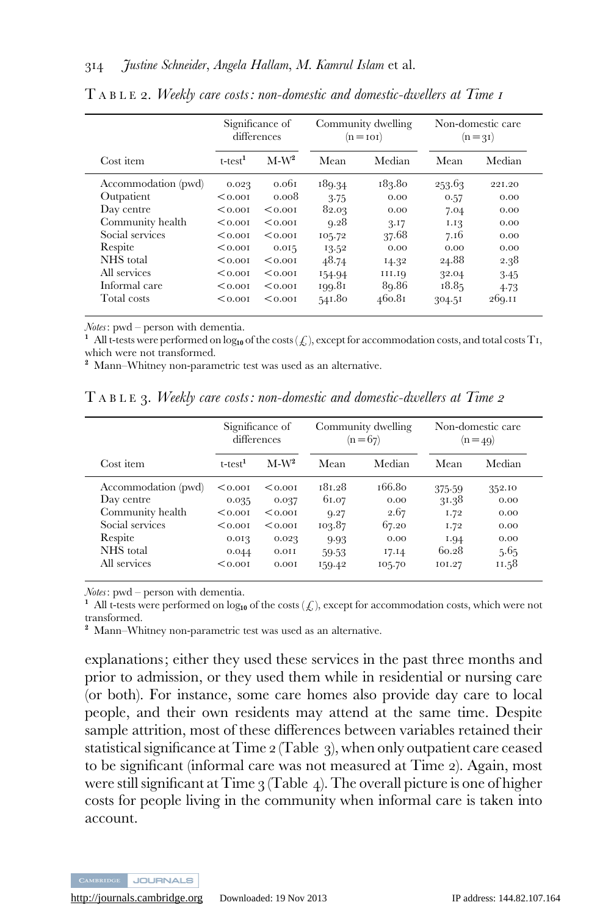TABLE 2. *Weekly care costs: non-domestic and domestic-dwellers at Time 1*

| Cost item | Significance of differences | | Community dwelling (n = 101) | | Non-domestic care (n = 31) | |
|---|---|---|---|---|---|---|
| | t-test[1] | M-W[2] | Mean | Median | Mean | Median |
| Accommodation (pwd) | 0.023 | 0.061 | 189.34 | 183.80 | 253.63 | 221.20 |
| Outpatient | <0.001 | 0.008 | 3.75 | 0.00 | 0.57 | 0.00 |
| Day centre | <0.001 | <0.001 | 82.03 | 0.00 | 7.04 | 0.00 |
| Community health | <0.001 | <0.001 | 9.28 | 3.17 | 1.13 | 0.00 |
| Social services | <0.001 | <0.001 | 105.72 | 37.68 | 7.16 | 0.00 |
| Respite | <0.001 | 0.015 | 13.52 | 0.00 | 0.00 | 0.00 |
| NHS total | <0.001 | <0.001 | 48.74 | 14.32 | 24.88 | 2.38 |
| All services | <0.001 | <0.001 | 154.94 | 111.19 | 32.04 | 3.45 |
| Informal care | <0.001 | <0.001 | 199.81 | 89.86 | 18.85 | 4.73 |
| Total costs | <0.001 | <0.001 | 541.80 | 460.81 | 304.51 | 269.11 |

*Notes*: pwd – person with dementia.
[1] All t-tests were performed on $\log_{10}$ of the costs (£), except for accommodation costs, and total costs T1, which were not transformed.
[2] Mann–Whitney non-parametric test was used as an alternative.

TABLE 3. *Weekly care costs: non-domestic and domestic-dwellers at Time 2*

| Cost item | Significance of differences | | Community dwelling (n = 67) | | Non-domestic care (n = 49) | |
|---|---|---|---|---|---|---|
| | t-test[1] | M-W[2] | Mean | Median | Mean | Median |
| Accommodation (pwd) | <0.001 | <0.001 | 181.28 | 166.80 | 375.59 | 352.10 |
| Day centre | 0.035 | 0.037 | 61.07 | 0.00 | 31.38 | 0.00 |
| Community health | <0.001 | <0.001 | 9.27 | 2.67 | 1.72 | 0.00 |
| Social services | <0.001 | <0.001 | 103.87 | 67.20 | 1.72 | 0.00 |
| Respite | 0.013 | 0.023 | 9.93 | 0.00 | 1.94 | 0.00 |
| NHS total | 0.044 | 0.011 | 59.53 | 17.14 | 60.28 | 5.65 |
| All services | <0.001 | 0.001 | 159.42 | 105.70 | 101.27 | 11.58 |

*Notes*: pwd – person with dementia.
[1] All t-tests were performed on $\log_{10}$ of the costs (£), except for accommodation costs, which were not transformed.
[2] Mann–Whitney non-parametric test was used as an alternative.

explanations; either they used these services in the past three months and prior to admission, or they used them while in residential or nursing care (or both). For instance, some care homes also provide day care to local people, and their own residents may attend at the same time. Despite sample attrition, most of these differences between variables retained their statistical significance at Time 2 (Table 3), when only outpatient care ceased to be significant (informal care was not measured at Time 2). Again, most were still significant at Time 3 (Table 4). The overall picture is one of higher costs for people living in the community when informal care is taken into account.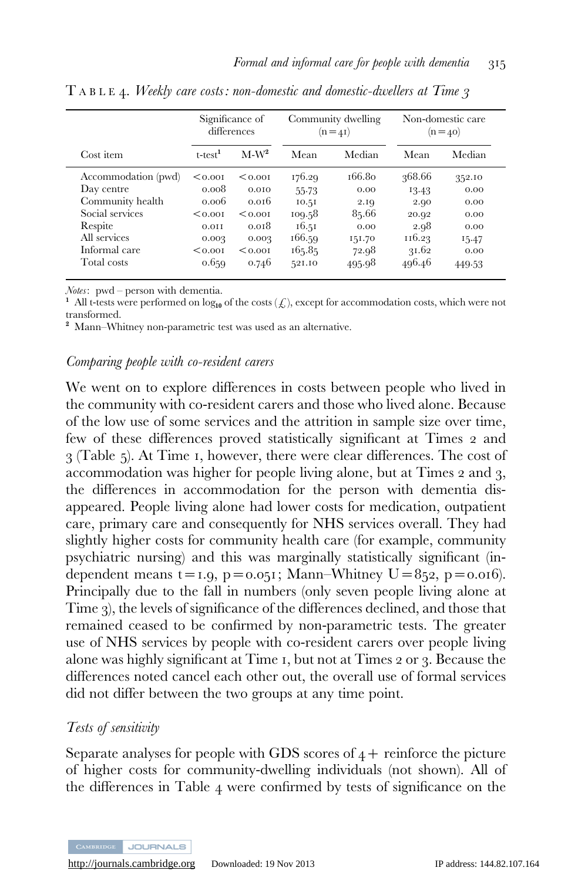TABLE 4. *Weekly care costs: non-domestic and domestic-dwellers at Time 3*

| Cost item | Significance of differences | | Community dwelling (n=41) | | Non-domestic care (n=40) | |
|---|---|---|---|---|---|---|
| | t-test[1] | M-W[2] | Mean | Median | Mean | Median |
| Accommodation (pwd) | <0.001 | <0.001 | 176.29 | 166.80 | 368.66 | 352.10 |
| Day centre | 0.008 | 0.010 | 55.73 | 0.00 | 13.43 | 0.00 |
| Community health | 0.006 | 0.016 | 10.51 | 2.19 | 2.90 | 0.00 |
| Social services | <0.001 | <0.001 | 109.58 | 85.66 | 20.92 | 0.00 |
| Respite | 0.011 | 0.018 | 16.51 | 0.00 | 2.98 | 0.00 |
| All services | 0.003 | 0.003 | 166.59 | 151.70 | 116.23 | 15.47 |
| Informal care | <0.001 | <0.001 | 165.85 | 72.98 | 31.62 | 0.00 |
| Total costs | 0.659 | 0.746 | 521.10 | 495.98 | 496.46 | 449.53 |

*Notes*: pwd – person with dementia.
1 All t-tests were performed on $\log_{10}$ of the costs (£), except for accommodation costs, which were not transformed.
2 Mann–Whitney non-parametric test was used as an alternative.

### *Comparing people with co-resident carers*

We went on to explore differences in costs between people who lived in the community with co-resident carers and those who lived alone. Because of the low use of some services and the attrition in sample size over time, few of these differences proved statistically significant at Times 2 and 3 (Table 5). At Time 1, however, there were clear differences. The cost of accommodation was higher for people living alone, but at Times 2 and 3, the differences in accommodation for the person with dementia disappeared. People living alone had lower costs for medication, outpatient care, primary care and consequently for NHS services overall. They had slightly higher costs for community health care (for example, community psychiatric nursing) and this was marginally statistically significant (independent means $t=1.9$, $p=0.051$; Mann–Whitney $U=852$, $p=0.016$). Principally due to the fall in numbers (only seven people living alone at Time 3), the levels of significance of the differences declined, and those that remained ceased to be confirmed by non-parametric tests. The greater use of NHS services by people with co-resident carers over people living alone was highly significant at Time 1, but not at Times 2 or 3. Because the differences noted cancel each other out, the overall use of formal services did not differ between the two groups at any time point.

### *Tests of sensitivity*

Separate analyses for people with GDS scores of 4+ reinforce the picture of higher costs for community-dwelling individuals (not shown). All of the differences in Table 4 were confirmed by tests of significance on the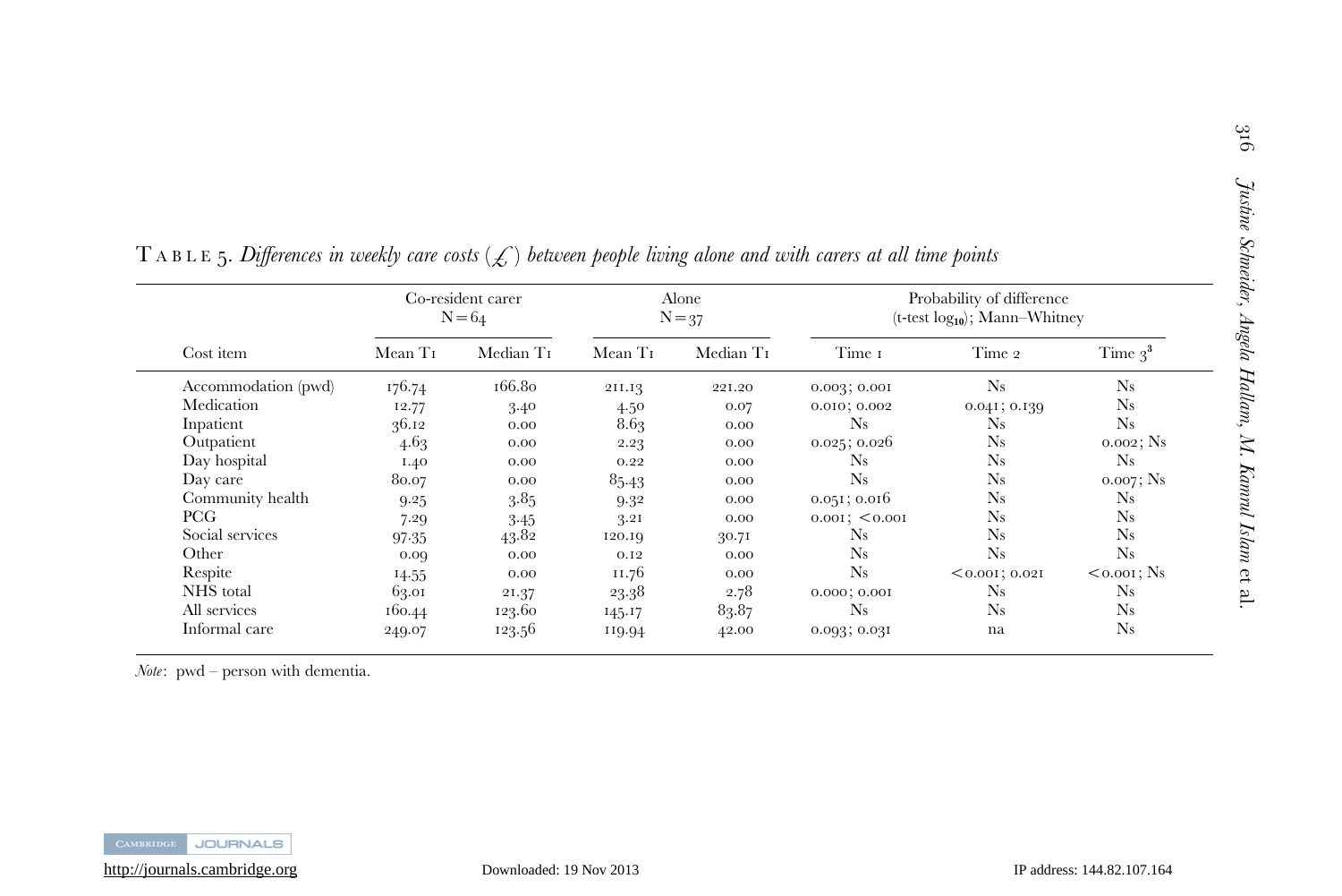TABLE 5. *Differences in weekly care costs (£) between people living alone and with carers at all time points*

| | Co-resident carer N = 64 | | Alone N = 37 | | Probability of difference (t-test $\log_{10}$); Mann–Whitney | | |
|---|---|---|---|---|---|---|---|
| Cost item | Mean T1 | Median T1 | Mean T1 | Median T1 | Time 1 | Time 2 | Time 3[3] |
| Accommodation (pwd) | 176.74 | 166.80 | 211.13 | 221.20 | 0.003; 0.001 | Ns | Ns |
| Medication | 12.77 | 3.40 | 4.50 | 0.07 | 0.010; 0.002 | 0.041; 0.139 | Ns |
| Inpatient | 36.12 | 0.00 | 8.63 | 0.00 | Ns | Ns | Ns |
| Outpatient | 4.63 | 0.00 | 2.23 | 0.00 | 0.025; 0.026 | Ns | 0.002; Ns |
| Day hospital | 1.40 | 0.00 | 0.22 | 0.00 | Ns | Ns | Ns |
| Day care | 80.07 | 0.00 | 85.43 | 0.00 | Ns | Ns | 0.007; Ns |
| Community health | 9.25 | 3.85 | 9.32 | 0.00 | 0.051; 0.016 | Ns | Ns |
| PCG | 7.29 | 3.45 | 3.21 | 0.00 | 0.001; < 0.001 | Ns | Ns |
| Social services | 97.35 | 43.82 | 120.19 | 30.71 | Ns | Ns | Ns |
| Other | 0.09 | 0.00 | 0.12 | 0.00 | Ns | Ns | Ns |
| Respite | 14.55 | 0.00 | 11.76 | 0.00 | Ns | < 0.001; 0.021 | < 0.001; Ns |
| NHS total | 63.01 | 21.37 | 23.38 | 2.78 | 0.000; 0.001 | Ns | Ns |
| All services | 160.44 | 123.60 | 145.17 | 83.87 | Ns | Ns | Ns |
| Informal care | 249.07 | 123.56 | 119.94 | 42.00 | 0.093; 0.031 | na | Ns |

*Note*: pwd – person with dementia.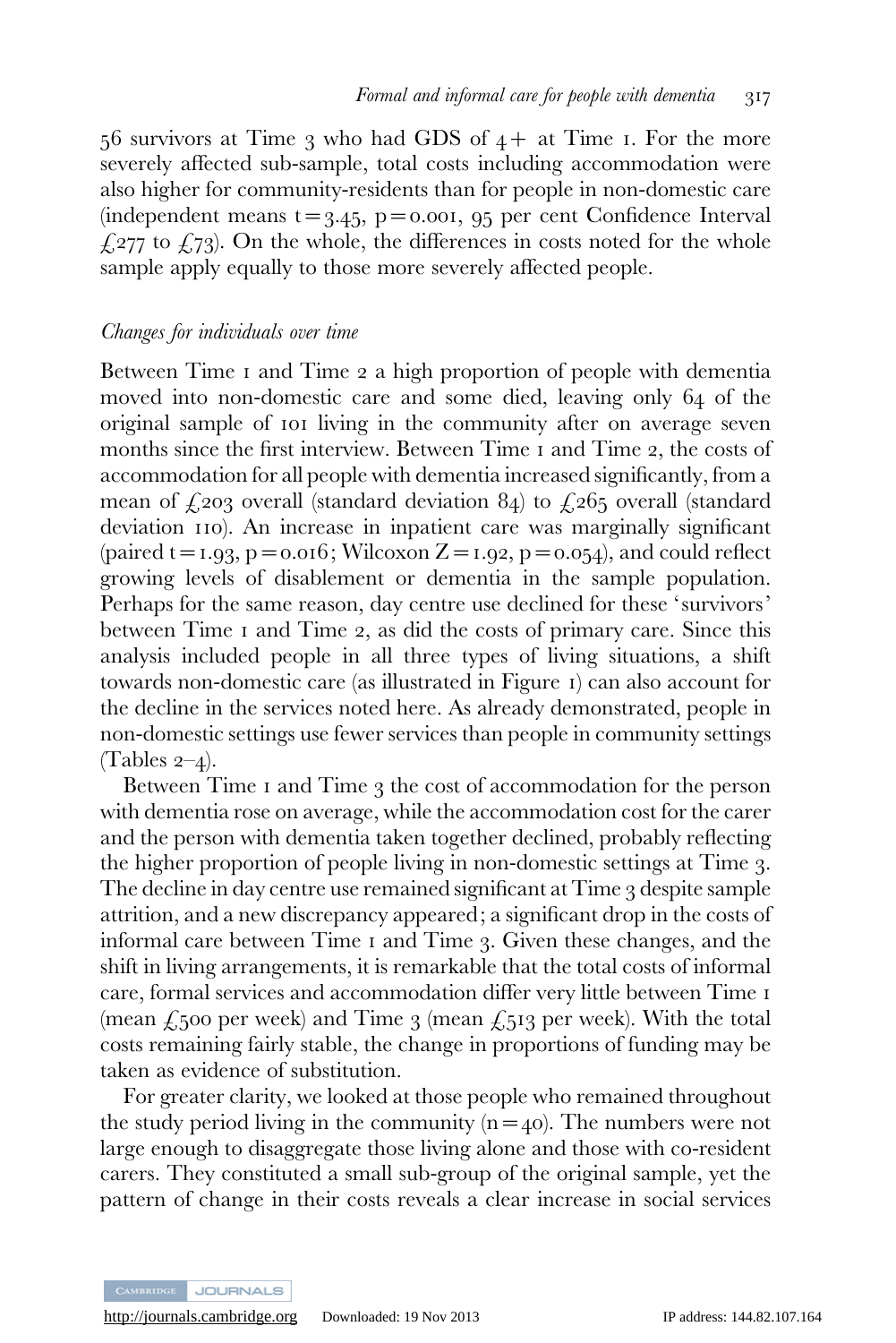56 survivors at Time 3 who had GDS of 4+ at Time 1. For the more severely affected sub-sample, total costs including accommodation were also higher for community-residents than for people in non-domestic care (independent means $t = 3.45$, $p = 0.001$, 95 per cent Confidence Interval £277 to £73). On the whole, the differences in costs noted for the whole sample apply equally to those more severely affected people.

### *Changes for individuals over time*

Between Time 1 and Time 2 a high proportion of people with dementia moved into non-domestic care and some died, leaving only 64 of the original sample of 101 living in the community after on average seven months since the first interview. Between Time 1 and Time 2, the costs of accommodation for all people with dementia increased significantly, from a mean of £203 overall (standard deviation 84) to £265 overall (standard deviation 110). An increase in inpatient care was marginally significant (paired $t = 1.93$, $p = 0.016$; Wilcoxon $Z = 1.92$, $p = 0.054$), and could reflect growing levels of disablement or dementia in the sample population. Perhaps for the same reason, day centre use declined for these 'survivors' between Time 1 and Time 2, as did the costs of primary care. Since this analysis included people in all three types of living situations, a shift towards non-domestic care (as illustrated in Figure 1) can also account for the decline in the services noted here. As already demonstrated, people in non-domestic settings use fewer services than people in community settings (Tables 2–4).

Between Time 1 and Time 3 the cost of accommodation for the person with dementia rose on average, while the accommodation cost for the carer and the person with dementia taken together declined, probably reflecting the higher proportion of people living in non-domestic settings at Time 3. The decline in day centre use remained significant at Time 3 despite sample attrition, and a new discrepancy appeared; a significant drop in the costs of informal care between Time 1 and Time 3. Given these changes, and the shift in living arrangements, it is remarkable that the total costs of informal care, formal services and accommodation differ very little between Time 1 (mean £500 per week) and Time 3 (mean £513 per week). With the total costs remaining fairly stable, the change in proportions of funding may be taken as evidence of substitution.

For greater clarity, we looked at those people who remained throughout the study period living in the community ($n = 40$). The numbers were not large enough to disaggregate those living alone and those with co-resident carers. They constituted a small sub-group of the original sample, yet the pattern of change in their costs reveals a clear increase in social services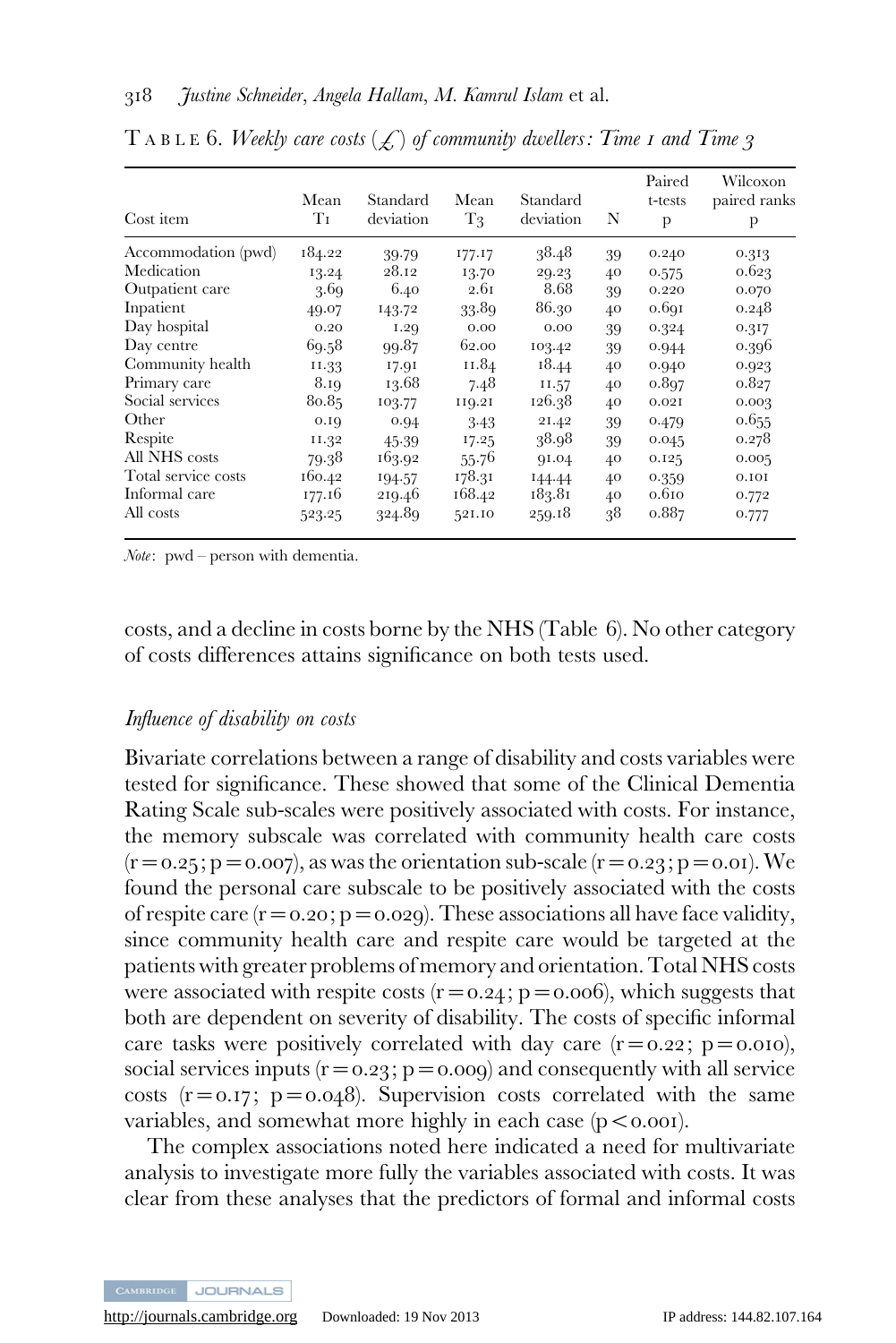TABLE 6. *Weekly care costs (£) of community dwellers: Time 1 and Time 3*

| Cost item | Mean T1 | Standard deviation | Mean T3 | Standard deviation | N | Paired t-tests p | Wilcoxon paired ranks p |
|---|---|---|---|---|---|---|---|
| Accommodation (pwd) | 184.22 | 39.79 | 177.17 | 38.48 | 39 | 0.240 | 0.313 |
| Medication | 13.24 | 28.12 | 13.70 | 29.23 | 40 | 0.575 | 0.623 |
| Outpatient care | 3.69 | 6.40 | 2.61 | 8.68 | 39 | 0.220 | 0.070 |
| Inpatient | 49.07 | 143.72 | 33.89 | 86.30 | 40 | 0.691 | 0.248 |
| Day hospital | 0.20 | 1.29 | 0.00 | 0.00 | 39 | 0.324 | 0.317 |
| Day centre | 69.58 | 99.87 | 62.00 | 103.42 | 39 | 0.944 | 0.396 |
| Community health | 11.33 | 17.91 | 11.84 | 18.44 | 40 | 0.940 | 0.923 |
| Primary care | 8.19 | 13.68 | 7.48 | 11.57 | 40 | 0.897 | 0.827 |
| Social services | 80.85 | 103.77 | 119.21 | 126.38 | 40 | 0.021 | 0.003 |
| Other | 0.19 | 0.94 | 3.43 | 21.42 | 39 | 0.479 | 0.655 |
| Respite | 11.32 | 45.39 | 17.25 | 38.98 | 39 | 0.045 | 0.278 |
| All NHS costs | 79.38 | 163.92 | 55.76 | 91.04 | 40 | 0.125 | 0.005 |
| Total service costs | 160.42 | 194.57 | 178.31 | 144.44 | 40 | 0.359 | 0.101 |
| Informal care | 177.16 | 219.46 | 168.42 | 183.81 | 40 | 0.610 | 0.772 |
| All costs | 523.25 | 324.89 | 521.10 | 259.18 | 38 | 0.887 | 0.777 |

*Note*: pwd – person with dementia.

costs, and a decline in costs borne by the NHS (Table 6). No other category of costs differences attains significance on both tests used.

### *Influence of disability on costs*

Bivariate correlations between a range of disability and costs variables were tested for significance. These showed that some of the Clinical Dementia Rating Scale sub-scales were positively associated with costs. For instance, the memory subscale was correlated with community health care costs ($r = 0.25$; $p = 0.007$), as was the orientation sub-scale ($r = 0.23$; $p = 0.01$). We found the personal care subscale to be positively associated with the costs of respite care ($r = 0.20$; $p = 0.029$). These associations all have face validity, since community health care and respite care would be targeted at the patients with greater problems of memory and orientation. Total NHS costs were associated with respite costs ($r = 0.24$; $p = 0.006$), which suggests that both are dependent on severity of disability. The costs of specific informal care tasks were positively correlated with day care ($r = 0.22$; $p = 0.010$), social services inputs ($r = 0.23$; $p = 0.009$) and consequently with all service costs ($r = 0.17$; $p = 0.048$). Supervision costs correlated with the same variables, and somewhat more highly in each case ($p < 0.001$).

The complex associations noted here indicated a need for multivariate analysis to investigate more fully the variables associated with costs. It was clear from these analyses that the predictors of formal and informal costs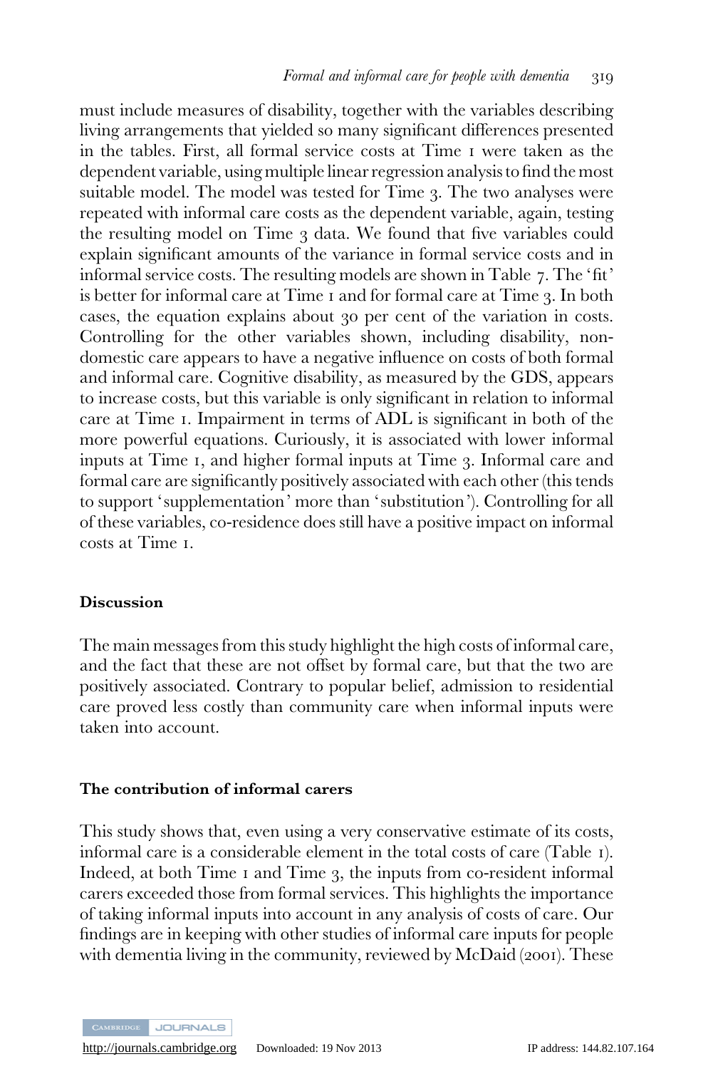must include measures of disability, together with the variables describing living arrangements that yielded so many significant differences presented in the tables. First, all formal service costs at Time 1 were taken as the dependent variable, using multiple linear regression analysis to find the most suitable model. The model was tested for Time 3. The two analyses were repeated with informal care costs as the dependent variable, again, testing the resulting model on Time 3 data. We found that five variables could explain significant amounts of the variance in formal service costs and in informal service costs. The resulting models are shown in Table 7. The 'fit' is better for informal care at Time 1 and for formal care at Time 3. In both cases, the equation explains about 30 per cent of the variation in costs. Controlling for the other variables shown, including disability, non-domestic care appears to have a negative influence on costs of both formal and informal care. Cognitive disability, as measured by the GDS, appears to increase costs, but this variable is only significant in relation to informal care at Time 1. Impairment in terms of ADL is significant in both of the more powerful equations. Curiously, it is associated with lower informal inputs at Time 1, and higher formal inputs at Time 3. Informal care and formal care are significantly positively associated with each other (this tends to support 'supplementation' more than 'substitution'). Controlling for all of these variables, co-residence does still have a positive impact on informal costs at Time 1.

## Discussion

The main messages from this study highlight the high costs of informal care, and the fact that these are not offset by formal care, but that the two are positively associated. Contrary to popular belief, admission to residential care proved less costly than community care when informal inputs were taken into account.

### The contribution of informal carers

This study shows that, even using a very conservative estimate of its costs, informal care is a considerable element in the total costs of care (Table 1). Indeed, at both Time 1 and Time 3, the inputs from co-resident informal carers exceeded those from formal services. This highlights the importance of taking informal inputs into account in any analysis of costs of care. Our findings are in keeping with other studies of informal care inputs for people with dementia living in the community, reviewed by McDaid (2001). These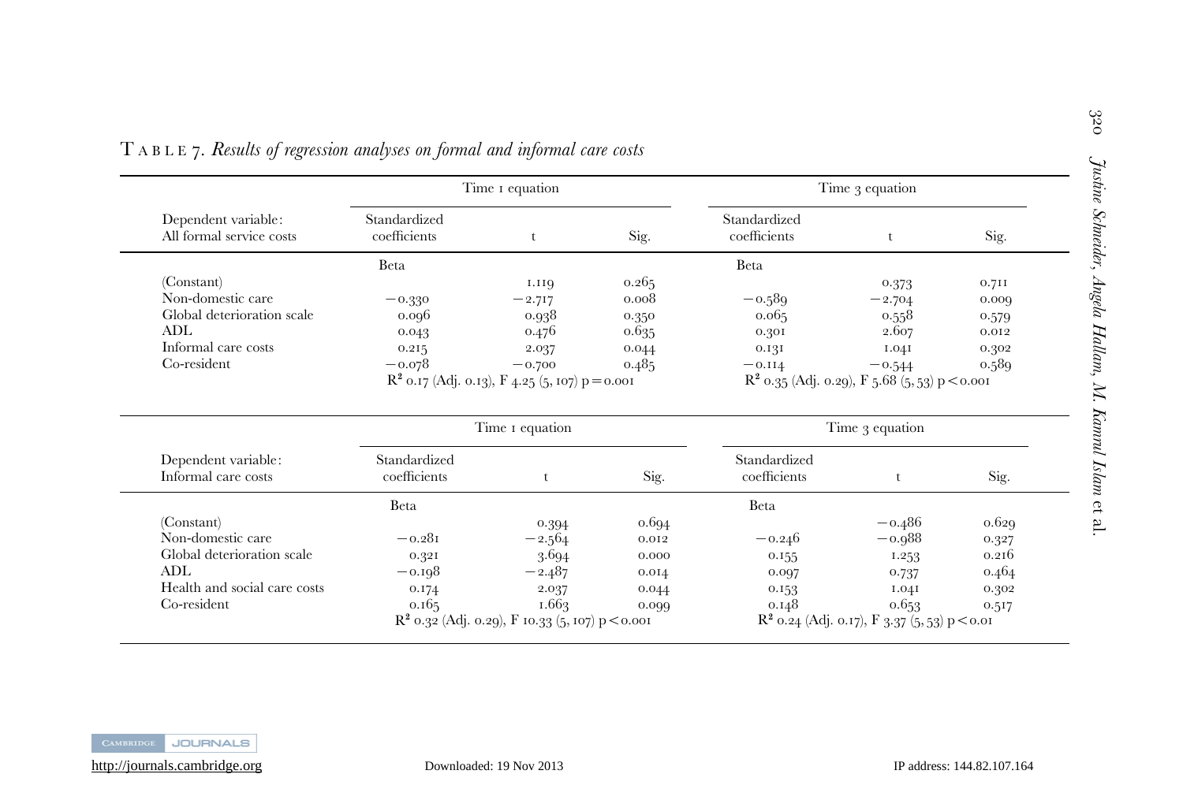TABLE 7. *Results of regression analyses on formal and informal care costs*

| Dependent variable: All formal service costs | Time 1 equation Standardized coefficients | t | Sig. | Time 3 equation Standardized coefficients | t | Sig. |
|---|---|---|---|---|---|---|
| | Beta | | | Beta | | |
| (Constant) | | 1.119 | 0.265 | | 0.373 | 0.711 |
| Non-domestic care | −0.330 | −2.717 | 0.008 | −0.589 | −2.704 | 0.009 |
| Global deterioration scale | 0.096 | 0.938 | 0.350 | 0.065 | 0.558 | 0.579 |
| ADL | 0.043 | 0.476 | 0.635 | 0.301 | 2.607 | 0.012 |
| Informal care costs | 0.215 | 2.037 | 0.044 | 0.131 | 1.041 | 0.302 |
| Co-resident | −0.078 | −0.700 | 0.485 | −0.114 | −0.544 | 0.589 |
| | $R^2$ 0.17 (Adj. 0.13), F 4.25 (5, 107) $p = 0.001$ | | | $R^2$ 0.35 (Adj. 0.29), F 5.68 (5, 53) $p < 0.001$ | | |

| Dependent variable: Informal care costs | Time 1 equation Standardized coefficients | t | Sig. | Time 3 equation Standardized coefficients | t | Sig. |
|---|---|---|---|---|---|---|
| | Beta | | | Beta | | |
| (Constant) | | 0.394 | 0.694 | | −0.486 | 0.629 |
| Non-domestic care | −0.281 | −2.564 | 0.012 | −0.246 | −0.988 | 0.327 |
| Global deterioration scale | 0.321 | 3.694 | 0.000 | 0.155 | 1.253 | 0.216 |
| ADL | −0.198 | −2.487 | 0.014 | 0.097 | 0.737 | 0.464 |
| Health and social care costs | 0.174 | 2.037 | 0.044 | 0.153 | 1.041 | 0.302 |
| Co-resident | 0.165 | 1.663 | 0.099 | 0.148 | 0.653 | 0.517 |
| | $R^2$ 0.32 (Adj. 0.29), F 10.33 (5, 107) $p < 0.001$ | | | $R^2$ 0.24 (Adj. 0.17), F 3.37 (5, 53) $p < 0.01$ | | |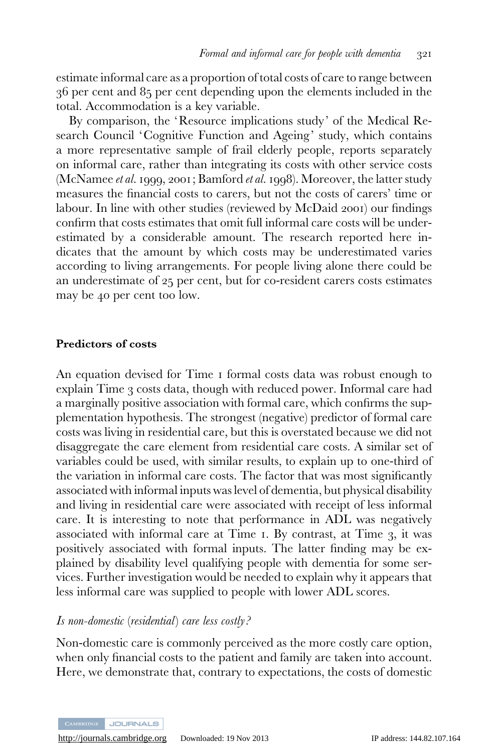estimate informal care as a proportion of total costs of care to range between 36 per cent and 85 per cent depending upon the elements included in the total. Accommodation is a key variable.

By comparison, the 'Resource implications study' of the Medical Research Council 'Cognitive Function and Ageing' study, which contains a more representative sample of frail elderly people, reports separately on informal care, rather than integrating its costs with other service costs (McNamee *et al.* 1999, 2001; Bamford *et al.* 1998). Moreover, the latter study measures the financial costs to carers, but not the costs of carers' time or labour. In line with other studies (reviewed by McDaid 2001) our findings confirm that costs estimates that omit full informal care costs will be underestimated by a considerable amount. The research reported here indicates that the amount by which costs may be underestimated varies according to living arrangements. For people living alone there could be an underestimate of 25 per cent, but for co-resident carers costs estimates may be 40 per cent too low.

**Predictors of costs**

An equation devised for Time 1 formal costs data was robust enough to explain Time 3 costs data, though with reduced power. Informal care had a marginally positive association with formal care, which confirms the supplementation hypothesis. The strongest (negative) predictor of formal care costs was living in residential care, but this is overstated because we did not disaggregate the care element from residential care costs. A similar set of variables could be used, with similar results, to explain up to one-third of the variation in informal care costs. The factor that was most significantly associated with informal inputs was level of dementia, but physical disability and living in residential care were associated with receipt of less informal care. It is interesting to note that performance in ADL was negatively associated with informal care at Time 1. By contrast, at Time 3, it was positively associated with formal inputs. The latter finding may be explained by disability level qualifying people with dementia for some services. Further investigation would be needed to explain why it appears that less informal care was supplied to people with lower ADL scores.

*Is non-domestic (residential) care less costly?*

Non-domestic care is commonly perceived as the more costly care option, when only financial costs to the patient and family are taken into account. Here, we demonstrate that, contrary to expectations, the costs of domestic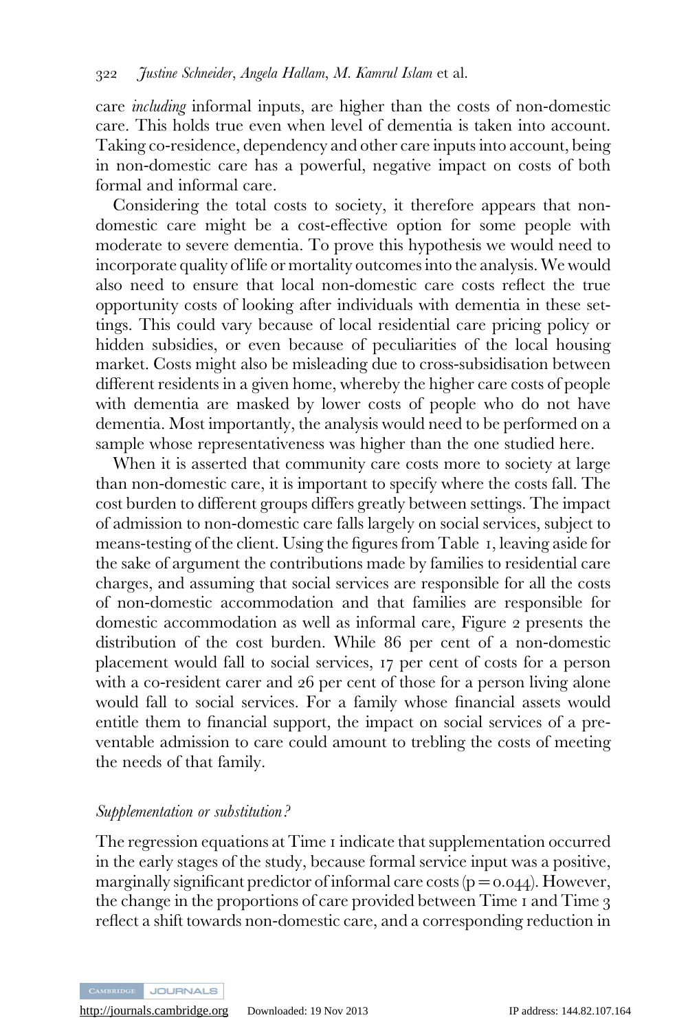care *including* informal inputs, are higher than the costs of non-domestic care. This holds true even when level of dementia is taken into account. Taking co-residence, dependency and other care inputs into account, being in non-domestic care has a powerful, negative impact on costs of both formal and informal care.

Considering the total costs to society, it therefore appears that non-domestic care might be a cost-effective option for some people with moderate to severe dementia. To prove this hypothesis we would need to incorporate quality of life or mortality outcomes into the analysis. We would also need to ensure that local non-domestic care costs reflect the true opportunity costs of looking after individuals with dementia in these settings. This could vary because of local residential care pricing policy or hidden subsidies, or even because of peculiarities of the local housing market. Costs might also be misleading due to cross-subsidisation between different residents in a given home, whereby the higher care costs of people with dementia are masked by lower costs of people who do not have dementia. Most importantly, the analysis would need to be performed on a sample whose representativeness was higher than the one studied here.

When it is asserted that community care costs more to society at large than non-domestic care, it is important to specify where the costs fall. The cost burden to different groups differs greatly between settings. The impact of admission to non-domestic care falls largely on social services, subject to means-testing of the client. Using the figures from Table 1, leaving aside for the sake of argument the contributions made by families to residential care charges, and assuming that social services are responsible for all the costs of non-domestic accommodation and that families are responsible for domestic accommodation as well as informal care, Figure 2 presents the distribution of the cost burden. While 86 per cent of a non-domestic placement would fall to social services, 17 per cent of costs for a person with a co-resident carer and 26 per cent of those for a person living alone would fall to social services. For a family whose financial assets would entitle them to financial support, the impact on social services of a preventable admission to care could amount to trebling the costs of meeting the needs of that family.

*Supplementation or substitution?*

The regression equations at Time 1 indicate that supplementation occurred in the early stages of the study, because formal service input was a positive, marginally significant predictor of informal care costs ($p = 0.044$). However, the change in the proportions of care provided between Time 1 and Time 3 reflect a shift towards non-domestic care, and a corresponding reduction in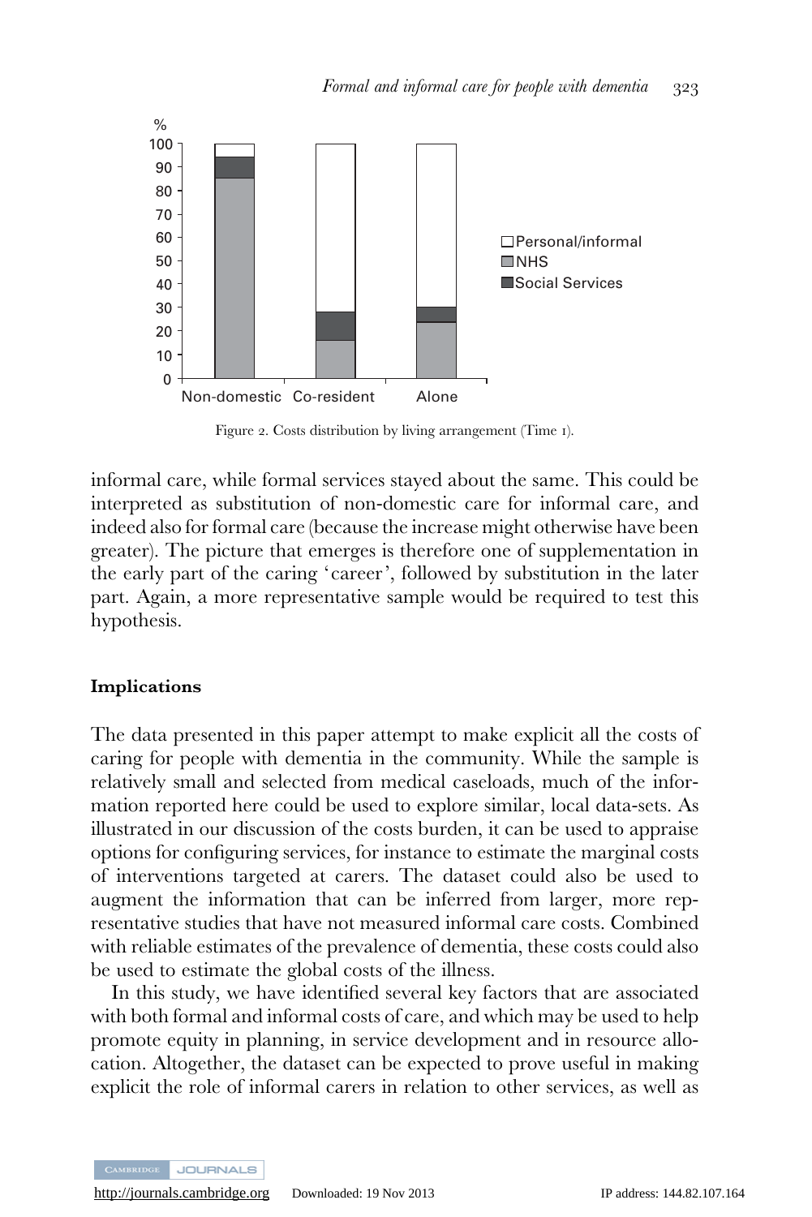Figure 2. Costs distribution by living arrangement (Time 1).

informal care, while formal services stayed about the same. This could be interpreted as substitution of non-domestic care for informal care, and indeed also for formal care (because the increase might otherwise have been greater). The picture that emerges is therefore one of supplementation in the early part of the caring 'career', followed by substitution in the later part. Again, a more representative sample would be required to test this hypothesis.

## Implications

The data presented in this paper attempt to make explicit all the costs of caring for people with dementia in the community. While the sample is relatively small and selected from medical caseloads, much of the information reported here could be used to explore similar, local data-sets. As illustrated in our discussion of the costs burden, it can be used to appraise options for configuring services, for instance to estimate the marginal costs of interventions targeted at carers. The dataset could also be used to augment the information that can be inferred from larger, more representative studies that have not measured informal care costs. Combined with reliable estimates of the prevalence of dementia, these costs could also be used to estimate the global costs of the illness.

In this study, we have identified several key factors that are associated with both formal and informal costs of care, and which may be used to help promote equity in planning, in service development and in resource allocation. Altogether, the dataset can be expected to prove useful in making explicit the role of informal carers in relation to other services, as well as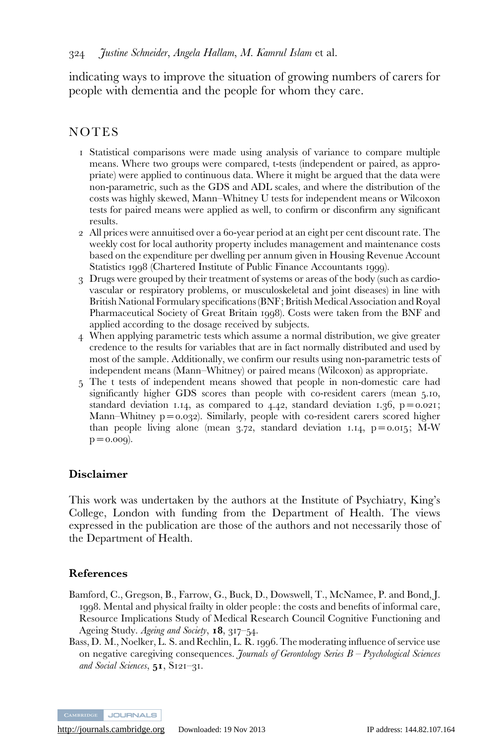indicating ways to improve the situation of growing numbers of carers for people with dementia and the people for whom they care.

## NOTES

1. Statistical comparisons were made using analysis of variance to compare multiple means. Where two groups were compared, t-tests (independent or paired, as appropriate) were applied to continuous data. Where it might be argued that the data were non-parametric, such as the GDS and ADL scales, and where the distribution of the costs was highly skewed, Mann–Whitney U tests for independent means or Wilcoxon tests for paired means were applied as well, to confirm or disconfirm any significant results.
2. All prices were annuitised over a 60-year period at an eight per cent discount rate. The weekly cost for local authority property includes management and maintenance costs based on the expenditure per dwelling per annum given in Housing Revenue Account Statistics 1998 (Chartered Institute of Public Finance Accountants 1999).
3. Drugs were grouped by their treatment of systems or areas of the body (such as cardiovascular or respiratory problems, or musculoskeletal and joint diseases) in line with British National Formulary specifications (BNF; British Medical Association and Royal Pharmaceutical Society of Great Britain 1998). Costs were taken from the BNF and applied according to the dosage received by subjects.
4. When applying parametric tests which assume a normal distribution, we give greater credence to the results for variables that are in fact normally distributed and used by most of the sample. Additionally, we confirm our results using non-parametric tests of independent means (Mann–Whitney) or paired means (Wilcoxon) as appropriate.
5. The t tests of independent means showed that people in non-domestic care had significantly higher GDS scores than people with co-resident carers (mean 5.10, standard deviation 1.14, as compared to 4.42, standard deviation 1.36, $p = 0.021$; Mann–Whitney $p = 0.032$). Similarly, people with co-resident carers scored higher than people living alone (mean 3.72, standard deviation 1.14, $p = 0.015$; M-W $p = 0.009$).

### Disclaimer

This work was undertaken by the authors at the Institute of Psychiatry, King's College, London with funding from the Department of Health. The views expressed in the publication are those of the authors and not necessarily those of the Department of Health.

### References

Bamford, C., Gregson, B., Farrow, G., Buck, D., Dowswell, T., McNamee, P. and Bond, J. 1998. Mental and physical frailty in older people: the costs and benefits of informal care, Resource Implications Study of Medical Research Council Cognitive Functioning and Ageing Study. *Ageing and Society*, **18**, 317–54.

Bass, D. M., Noelker, L. S. and Rechlin, L. R. 1996. The moderating influence of service use on negative caregiving consequences. *Journals of Gerontology Series B – Psychological Sciences and Social Sciences*, **51**, S121–31.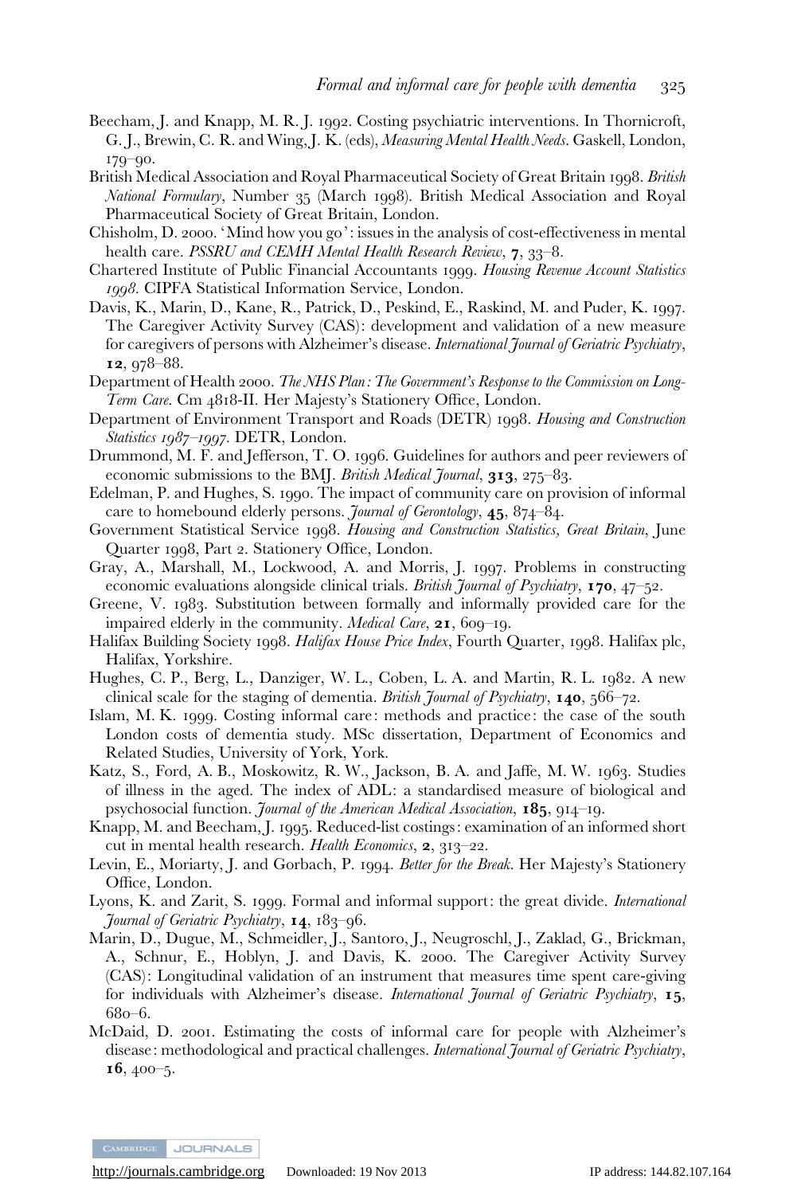Beecham, J. and Knapp, M. R. J. 1992. Costing psychiatric interventions. In Thornicroft, G. J., Brewin, C. R. and Wing, J. K. (eds), *Measuring Mental Health Needs*. Gaskell, London, 179–90.

British Medical Association and Royal Pharmaceutical Society of Great Britain 1998. *British National Formulary*, Number 35 (March 1998). British Medical Association and Royal Pharmaceutical Society of Great Britain, London.

Chisholm, D. 2000. 'Mind how you go': issues in the analysis of cost-effectiveness in mental health care. *PSSRU and CEMH Mental Health Research Review*, **7**, 33–8.

Chartered Institute of Public Financial Accountants 1999. *Housing Revenue Account Statistics 1998*. CIPFA Statistical Information Service, London.

Davis, K., Marin, D., Kane, R., Patrick, D., Peskind, E., Raskind, M. and Puder, K. 1997. The Caregiver Activity Survey (CAS): development and validation of a new measure for caregivers of persons with Alzheimer's disease. *International Journal of Geriatric Psychiatry*, **12**, 978–88.

Department of Health 2000. *The NHS Plan: The Government's Response to the Commission on Long-Term Care*. Cm 4818-II. Her Majesty's Stationery Office, London.

Department of Environment Transport and Roads (DETR) 1998. *Housing and Construction Statistics 1987–1997*. DETR, London.

Drummond, M. F. and Jefferson, T. O. 1996. Guidelines for authors and peer reviewers of economic submissions to the BMJ. *British Medical Journal*, **313**, 275–83.

Edelman, P. and Hughes, S. 1990. The impact of community care on provision of informal care to homebound elderly persons. *Journal of Gerontology*, **45**, 874–84.

Government Statistical Service 1998. *Housing and Construction Statistics, Great Britain*, June Quarter 1998, Part 2. Stationery Office, London.

Gray, A., Marshall, M., Lockwood, A. and Morris, J. 1997. Problems in constructing economic evaluations alongside clinical trials. *British Journal of Psychiatry*, **170**, 47–52.

Greene, V. 1983. Substitution between formally and informally provided care for the impaired elderly in the community. *Medical Care*, **21**, 609–19.

Halifax Building Society 1998. *Halifax House Price Index*, Fourth Quarter, 1998. Halifax plc, Halifax, Yorkshire.

Hughes, C. P., Berg, L., Danziger, W. L., Coben, L. A. and Martin, R. L. 1982. A new clinical scale for the staging of dementia. *British Journal of Psychiatry*, **140**, 566–72.

Islam, M. K. 1999. Costing informal care: methods and practice: the case of the south London costs of dementia study. MSc dissertation, Department of Economics and Related Studies, University of York, York.

Katz, S., Ford, A. B., Moskowitz, R. W., Jackson, B. A. and Jaffe, M. W. 1963. Studies of illness in the aged. The index of ADL: a standardised measure of biological and psychosocial function. *Journal of the American Medical Association*, **185**, 914–19.

Knapp, M. and Beecham, J. 1995. Reduced-list costings: examination of an informed short cut in mental health research. *Health Economics*, **2**, 313–22.

Levin, E., Moriarty, J. and Gorbach, P. 1994. *Better for the Break*. Her Majesty's Stationery Office, London.

Lyons, K. and Zarit, S. 1999. Formal and informal support: the great divide. *International Journal of Geriatric Psychiatry*, **14**, 183–96.

Marin, D., Dugue, M., Schmeidler, J., Santoro, J., Neugroschl, J., Zaklad, G., Brickman, A., Schnur, E., Hoblyn, J. and Davis, K. 2000. The Caregiver Activity Survey (CAS): Longitudinal validation of an instrument that measures time spent care-giving for individuals with Alzheimer's disease. *International Journal of Geriatric Psychiatry*, **15**, 680–6.

McDaid, D. 2001. Estimating the costs of informal care for people with Alzheimer's disease: methodological and practical challenges. *International Journal of Geriatric Psychiatry*, **16**, 400–5.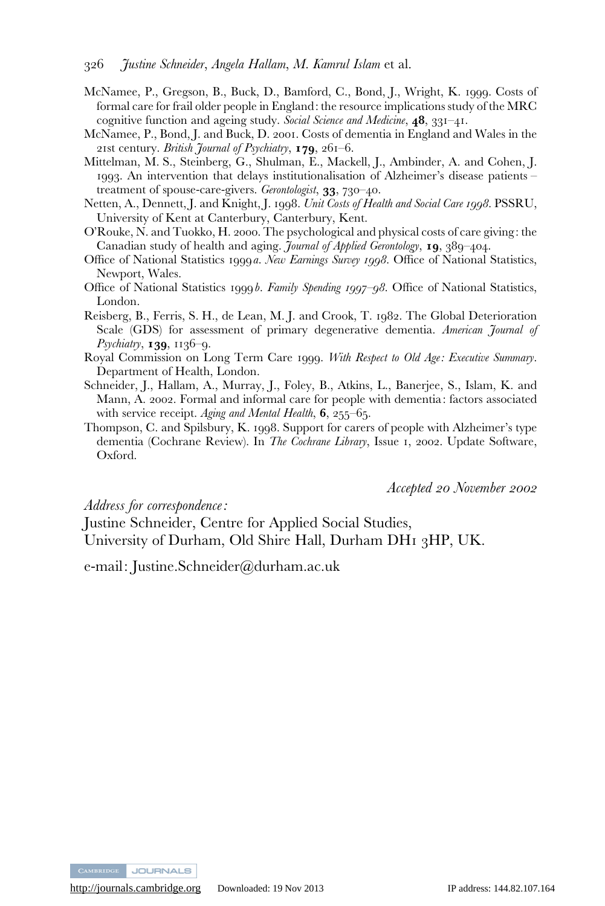McNamee, P., Gregson, B., Buck, D., Bamford, C., Bond, J., Wright, K. 1999. Costs of formal care for frail older people in England: the resource implications study of the MRC cognitive function and ageing study. *Social Science and Medicine*, **48**, 331–41.

McNamee, P., Bond, J. and Buck, D. 2001. Costs of dementia in England and Wales in the 21st century. *British Journal of Psychiatry*, **179**, 261–6.

Mittelman, M. S., Steinberg, G., Shulman, E., Mackell, J., Ambinder, A. and Cohen, J. 1993. An intervention that delays institutionalisation of Alzheimer's disease patients – treatment of spouse-care-givers. *Gerontologist*, **33**, 730–40.

Netten, A., Dennett, J. and Knight, J. 1998. *Unit Costs of Health and Social Care 1998*. PSSRU, University of Kent at Canterbury, Canterbury, Kent.

O'Rouke, N. and Tuokko, H. 2000. The psychological and physical costs of care giving: the Canadian study of health and aging. *Journal of Applied Gerontology*, **19**, 389–404.

Office of National Statistics 1999*a*. *New Earnings Survey 1998*. Office of National Statistics, Newport, Wales.

Office of National Statistics 1999*b*. *Family Spending 1997–98*. Office of National Statistics, London.

Reisberg, B., Ferris, S. H., de Lean, M. J. and Crook, T. 1982. The Global Deterioration Scale (GDS) for assessment of primary degenerative dementia. *American Journal of Psychiatry*, **139**, 1136–9.

Royal Commission on Long Term Care 1999. *With Respect to Old Age: Executive Summary*. Department of Health, London.

Schneider, J., Hallam, A., Murray, J., Foley, B., Atkins, L., Banerjee, S., Islam, K. and Mann, A. 2002. Formal and informal care for people with dementia: factors associated with service receipt. *Aging and Mental Health*, **6**, 255–65.

Thompson, C. and Spilsbury, K. 1998. Support for carers of people with Alzheimer's type dementia (Cochrane Review). In *The Cochrane Library*, Issue 1, 2002. Update Software, Oxford.

*Accepted 20 November 2002*

*Address for correspondence:*

Justine Schneider, Centre for Applied Social Studies,
University of Durham, Old Shire Hall, Durham DH1 3HP, UK.

e-mail: Justine.Schneider@durham.ac.uk